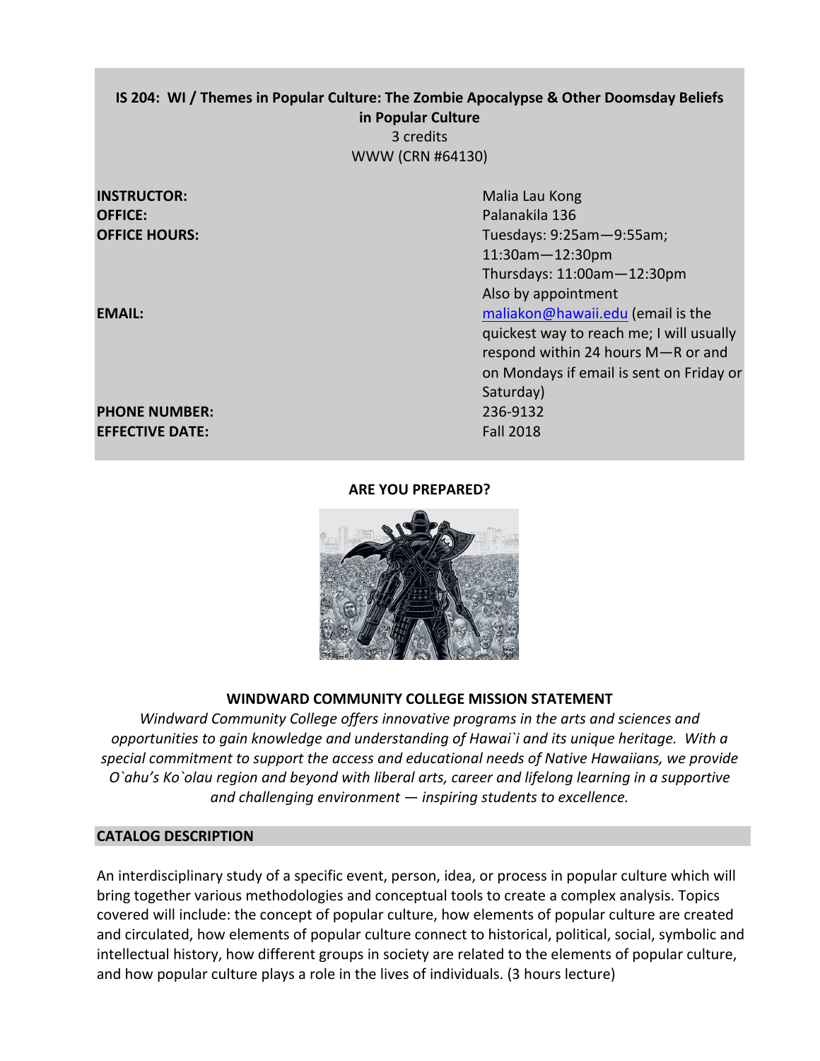**IS 204: WI / Themes in Popular Culture: The Zombie Apocalypse & Other Doomsday Beliefs in Popular Culture**

3 credits

WWW (CRN #64130)

| | |
|---|---|
| **INSTRUCTOR:** | Malia Lau Kong |
| **OFFICE:** | Palanakila 136 |
| **OFFICE HOURS:** | Tuesdays: 9:25am—9:55am; 11:30am—12:30pm<br>Thursdays: 11:00am—12:30pm<br>Also by appointment |
| **EMAIL:** | maliakon@hawaii.edu (email is the quickest way to reach me; I will usually respond within 24 hours M—R or and on Mondays if email is sent on Friday or Saturday) |
| **PHONE NUMBER:** | 236-9132 |
| **EFFECTIVE DATE:** | Fall 2018 |

**ARE YOU PREPARED?**

**WINDWARD COMMUNITY COLLEGE MISSION STATEMENT**

*Windward Community College offers innovative programs in the arts and sciences and opportunities to gain knowledge and understanding of Hawai`i and its unique heritage. With a special commitment to support the access and educational needs of Native Hawaiians, we provide O`ahu's Ko`olau region and beyond with liberal arts, career and lifelong learning in a supportive and challenging environment — inspiring students to excellence.*

## CATALOG DESCRIPTION

An interdisciplinary study of a specific event, person, idea, or process in popular culture which will bring together various methodologies and conceptual tools to create a complex analysis. Topics covered will include: the concept of popular culture, how elements of popular culture are created and circulated, how elements of popular culture connect to historical, political, social, symbolic and intellectual history, how different groups in society are related to the elements of popular culture, and how popular culture plays a role in the lives of individuals. (3 hours lecture)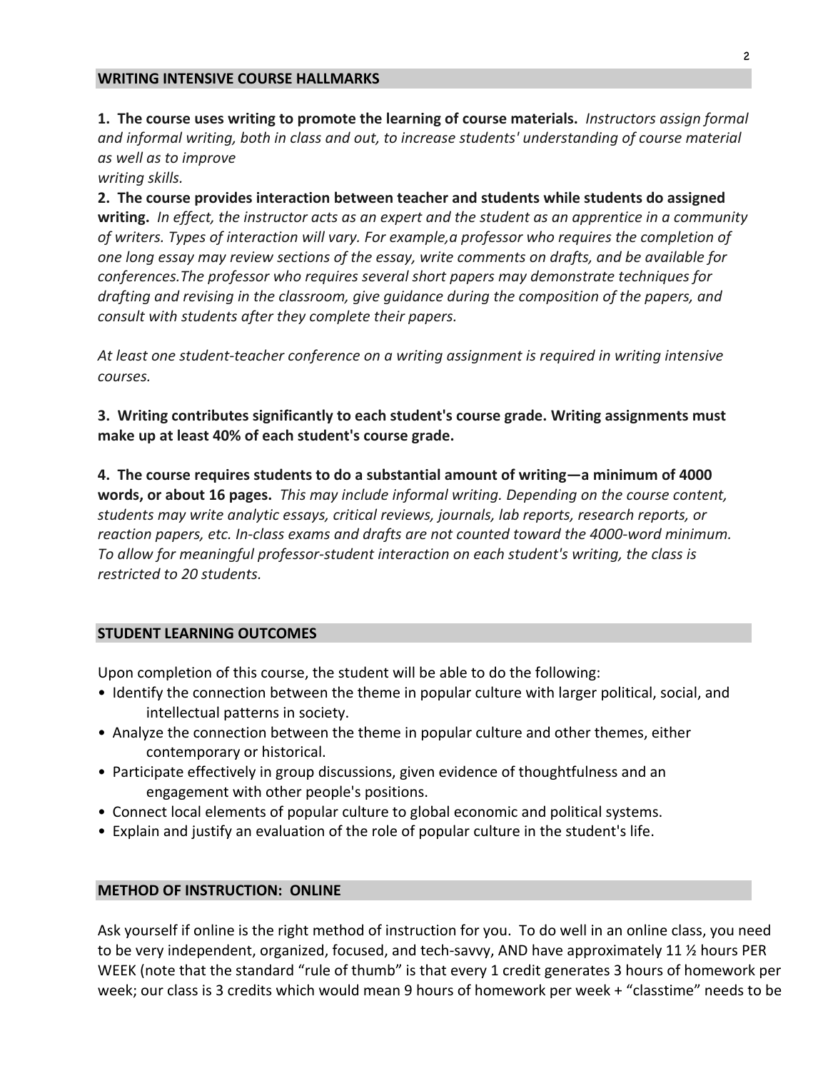## WRITING INTENSIVE COURSE HALLMARKS

**1. The course uses writing to promote the learning of course materials.** *Instructors assign formal and informal writing, both in class and out, to increase students' understanding of course material as well as to improve writing skills.*

**2. The course provides interaction between teacher and students while students do assigned writing.** *In effect, the instructor acts as an expert and the student as an apprentice in a community of writers. Types of interaction will vary. For example,a professor who requires the completion of one long essay may review sections of the essay, write comments on drafts, and be available for conferences.The professor who requires several short papers may demonstrate techniques for drafting and revising in the classroom, give guidance during the composition of the papers, and consult with students after they complete their papers.*

*At least one student-teacher conference on a writing assignment is required in writing intensive courses.*

**3. Writing contributes significantly to each student's course grade. Writing assignments must make up at least 40% of each student's course grade.**

**4. The course requires students to do a substantial amount of writing—a minimum of 4000 words, or about 16 pages.** *This may include informal writing. Depending on the course content, students may write analytic essays, critical reviews, journals, lab reports, research reports, or reaction papers, etc. In-class exams and drafts are not counted toward the 4000-word minimum. To allow for meaningful professor-student interaction on each student's writing, the class is restricted to 20 students.*

## STUDENT LEARNING OUTCOMES

Upon completion of this course, the student will be able to do the following:

- Identify the connection between the theme in popular culture with larger political, social, and intellectual patterns in society.
- Analyze the connection between the theme in popular culture and other themes, either contemporary or historical.
- Participate effectively in group discussions, given evidence of thoughtfulness and an engagement with other people's positions.
- Connect local elements of popular culture to global economic and political systems.
- Explain and justify an evaluation of the role of popular culture in the student's life.

## METHOD OF INSTRUCTION: ONLINE

Ask yourself if online is the right method of instruction for you. To do well in an online class, you need to be very independent, organized, focused, and tech-savvy, AND have approximately 11 ½ hours PER WEEK (note that the standard "rule of thumb" is that every 1 credit generates 3 hours of homework per week; our class is 3 credits which would mean 9 hours of homework per week + "classtime" needs to be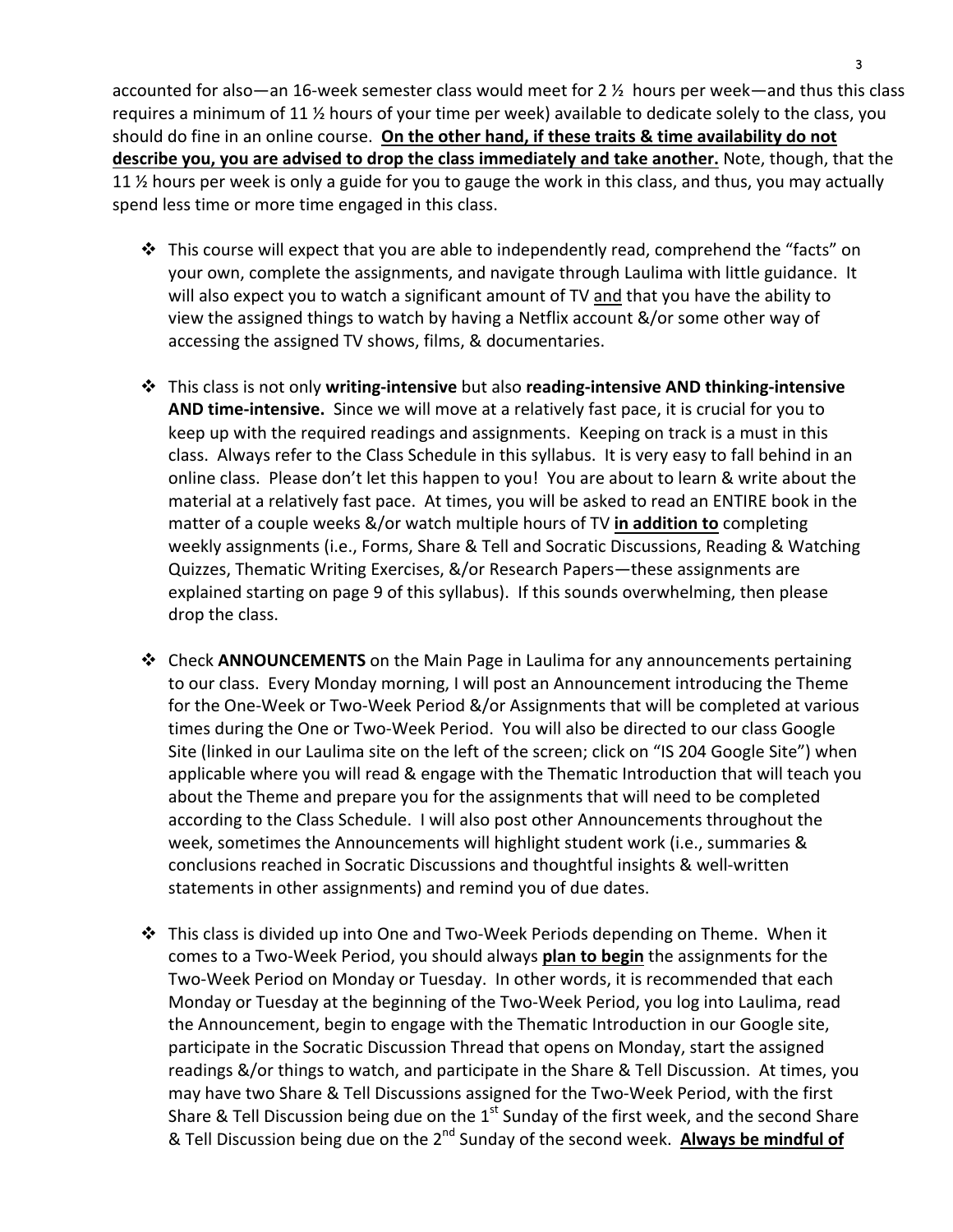accounted for also—an 16-week semester class would meet for 2 ½ hours per week—and thus this class requires a minimum of 11 ½ hours of your time per week) available to dedicate solely to the class, you should do fine in an online course. **On the other hand, if these traits & time availability do not describe you, you are advised to drop the class immediately and take another.** Note, though, that the 11 ½ hours per week is only a guide for you to gauge the work in this class, and thus, you may actually spend less time or more time engaged in this class.

- This course will expect that you are able to independently read, comprehend the "facts" on your own, complete the assignments, and navigate through Laulima with little guidance. It will also expect you to watch a significant amount of TV and that you have the ability to view the assigned things to watch by having a Netflix account &/or some other way of accessing the assigned TV shows, films, & documentaries.

- This class is not only **writing-intensive** but also **reading-intensive AND thinking-intensive AND time-intensive.** Since we will move at a relatively fast pace, it is crucial for you to keep up with the required readings and assignments. Keeping on track is a must in this class. Always refer to the Class Schedule in this syllabus. It is very easy to fall behind in an online class. Please don't let this happen to you! You are about to learn & write about the material at a relatively fast pace. At times, you will be asked to read an ENTIRE book in the matter of a couple weeks &/or watch multiple hours of TV **in addition to** completing weekly assignments (i.e., Forms, Share & Tell and Socratic Discussions, Reading & Watching Quizzes, Thematic Writing Exercises, &/or Research Papers—these assignments are explained starting on page 9 of this syllabus). If this sounds overwhelming, then please drop the class.

- Check **ANNOUNCEMENTS** on the Main Page in Laulima for any announcements pertaining to our class. Every Monday morning, I will post an Announcement introducing the Theme for the One-Week or Two-Week Period &/or Assignments that will be completed at various times during the One or Two-Week Period. You will also be directed to our class Google Site (linked in our Laulima site on the left of the screen; click on "IS 204 Google Site") when applicable where you will read & engage with the Thematic Introduction that will teach you about the Theme and prepare you for the assignments that will need to be completed according to the Class Schedule. I will also post other Announcements throughout the week, sometimes the Announcements will highlight student work (i.e., summaries & conclusions reached in Socratic Discussions and thoughtful insights & well-written statements in other assignments) and remind you of due dates.

- This class is divided up into One and Two-Week Periods depending on Theme. When it comes to a Two-Week Period, you should always **plan to begin** the assignments for the Two-Week Period on Monday or Tuesday. In other words, it is recommended that each Monday or Tuesday at the beginning of the Two-Week Period, you log into Laulima, read the Announcement, begin to engage with the Thematic Introduction in our Google site, participate in the Socratic Discussion Thread that opens on Monday, start the assigned readings &/or things to watch, and participate in the Share & Tell Discussion. At times, you may have two Share & Tell Discussions assigned for the Two-Week Period, with the first Share & Tell Discussion being due on the 1st Sunday of the first week, and the second Share & Tell Discussion being due on the 2nd Sunday of the second week. **Always be mindful of**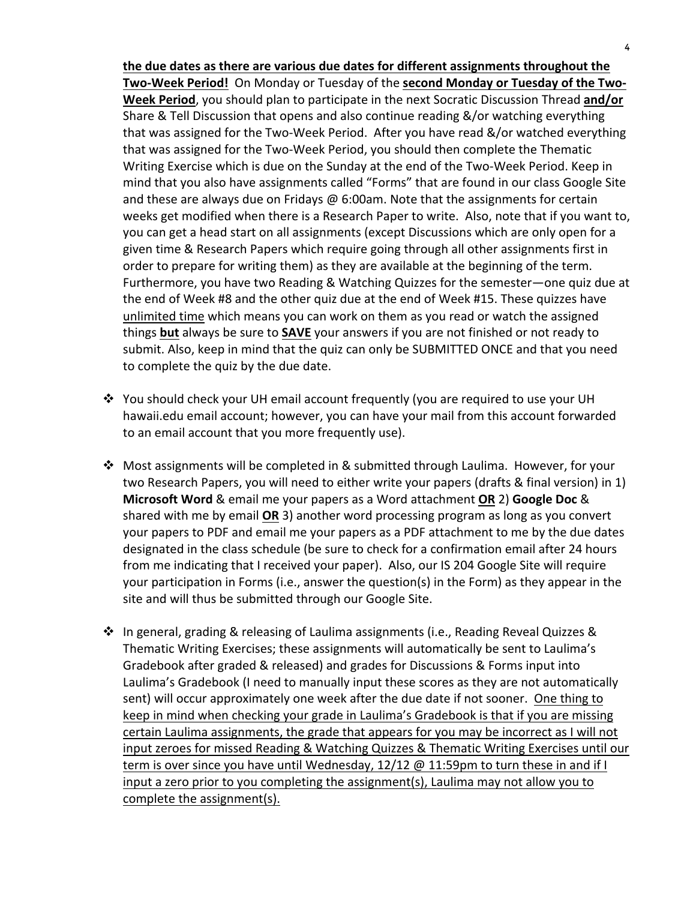**the due dates as there are various due dates for different assignments throughout the Two-Week Period!** On Monday or Tuesday of the **second Monday or Tuesday of the Two-Week Period**, you should plan to participate in the next Socratic Discussion Thread **and/or** Share & Tell Discussion that opens and also continue reading &/or watching everything that was assigned for the Two-Week Period. After you have read &/or watched everything that was assigned for the Two-Week Period, you should then complete the Thematic Writing Exercise which is due on the Sunday at the end of the Two-Week Period. Keep in mind that you also have assignments called "Forms" that are found in our class Google Site and these are always due on Fridays @ 6:00am. Note that the assignments for certain weeks get modified when there is a Research Paper to write. Also, note that if you want to, you can get a head start on all assignments (except Discussions which are only open for a given time & Research Papers which require going through all other assignments first in order to prepare for writing them) as they are available at the beginning of the term. Furthermore, you have two Reading & Watching Quizzes for the semester—one quiz due at the end of Week #8 and the other quiz due at the end of Week #15. These quizzes have unlimited time which means you can work on them as you read or watch the assigned things **but** always be sure to **SAVE** your answers if you are not finished or not ready to submit. Also, keep in mind that the quiz can only be SUBMITTED ONCE and that you need to complete the quiz by the due date.

- You should check your UH email account frequently (you are required to use your UH hawaii.edu email account; however, you can have your mail from this account forwarded to an email account that you more frequently use).

- Most assignments will be completed in & submitted through Laulima. However, for your two Research Papers, you will need to either write your papers (drafts & final version) in 1) **Microsoft Word** & email me your papers as a Word attachment **OR** 2) **Google Doc** & shared with me by email **OR** 3) another word processing program as long as you convert your papers to PDF and email me your papers as a PDF attachment to me by the due dates designated in the class schedule (be sure to check for a confirmation email after 24 hours from me indicating that I received your paper). Also, our IS 204 Google Site will require your participation in Forms (i.e., answer the question(s) in the Form) as they appear in the site and will thus be submitted through our Google Site.

- In general, grading & releasing of Laulima assignments (i.e., Reading Reveal Quizzes & Thematic Writing Exercises; these assignments will automatically be sent to Laulima's Gradebook after graded & released) and grades for Discussions & Forms input into Laulima's Gradebook (I need to manually input these scores as they are not automatically sent) will occur approximately one week after the due date if not sooner. One thing to keep in mind when checking your grade in Laulima's Gradebook is that if you are missing certain Laulima assignments, the grade that appears for you may be incorrect as I will not input zeroes for missed Reading & Watching Quizzes & Thematic Writing Exercises until our term is over since you have until Wednesday, 12/12 @ 11:59pm to turn these in and if I input a zero prior to you completing the assignment(s), Laulima may not allow you to complete the assignment(s).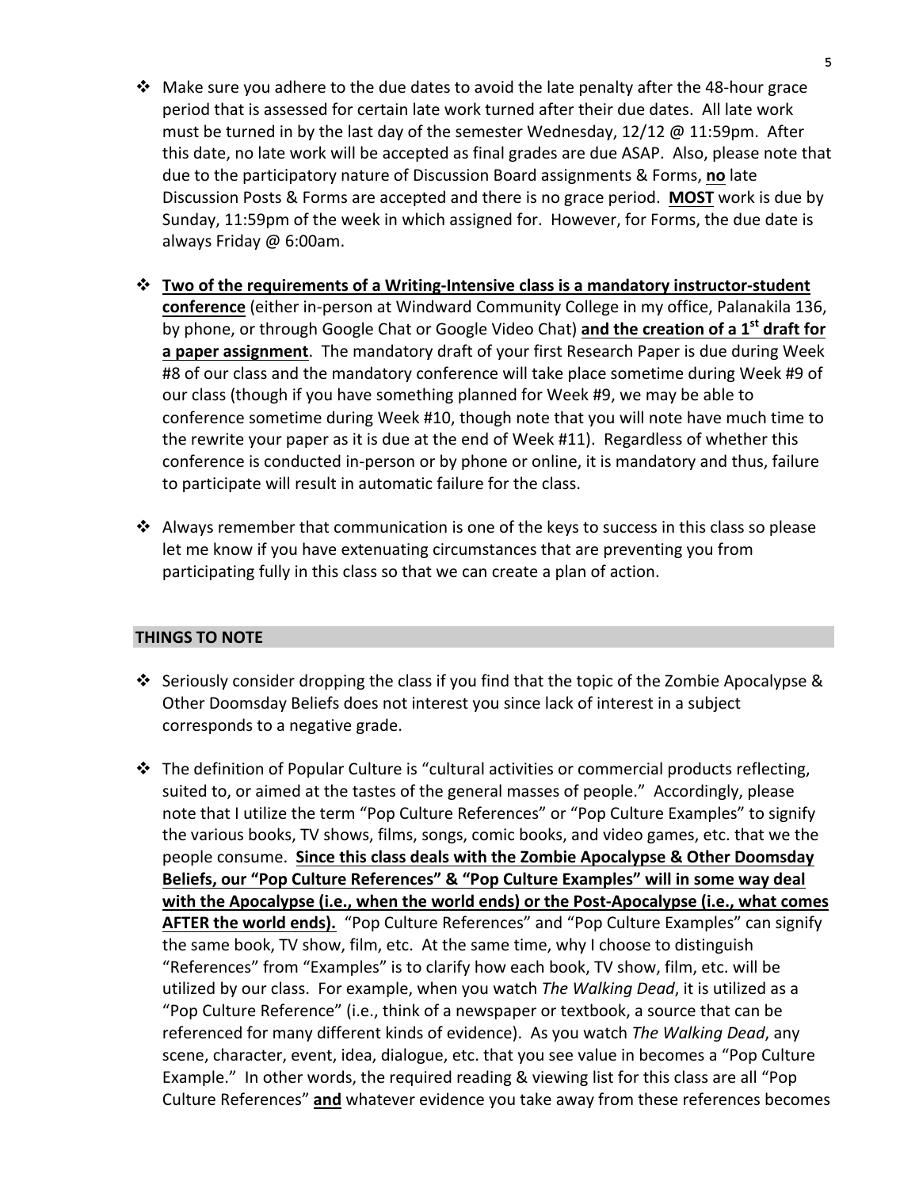- Make sure you adhere to the due dates to avoid the late penalty after the 48-hour grace period that is assessed for certain late work turned after their due dates. All late work must be turned in by the last day of the semester Wednesday, 12/12 @ 11:59pm. After this date, no late work will be accepted as final grades are due ASAP. Also, please note that due to the participatory nature of Discussion Board assignments & Forms, **<u>no</u>** late Discussion Posts & Forms are accepted and there is no grace period. **<u>MOST</u>** work is due by Sunday, 11:59pm of the week in which assigned for. However, for Forms, the due date is always Friday @ 6:00am.

- **<u>Two of the requirements of a Writing-Intensive class is a mandatory instructor-student conference</u>** (either in-person at Windward Community College in my office, Palanakila 136, by phone, or through Google Chat or Google Video Chat) **<u>and the creation of a 1st draft for a paper assignment</u>**. The mandatory draft of your first Research Paper is due during Week #8 of our class and the mandatory conference will take place sometime during Week #9 of our class (though if you have something planned for Week #9, we may be able to conference sometime during Week #10, though note that you will note have much time to the rewrite your paper as it is due at the end of Week #11). Regardless of whether this conference is conducted in-person or by phone or online, it is mandatory and thus, failure to participate will result in automatic failure for the class.

- Always remember that communication is one of the keys to success in this class so please let me know if you have extenuating circumstances that are preventing you from participating fully in this class so that we can create a plan of action.

## THINGS TO NOTE

- Seriously consider dropping the class if you find that the topic of the Zombie Apocalypse & Other Doomsday Beliefs does not interest you since lack of interest in a subject corresponds to a negative grade.

- The definition of Popular Culture is "cultural activities or commercial products reflecting, suited to, or aimed at the tastes of the general masses of people." Accordingly, please note that I utilize the term "Pop Culture References" or "Pop Culture Examples" to signify the various books, TV shows, films, songs, comic books, and video games, etc. that we the people consume. **<u>Since this class deals with the Zombie Apocalypse & Other Doomsday Beliefs, our "Pop Culture References" & "Pop Culture Examples" will in some way deal with the Apocalypse (i.e., when the world ends) or the Post-Apocalypse (i.e., what comes AFTER the world ends).</u>** "Pop Culture References" and "Pop Culture Examples" can signify the same book, TV show, film, etc. At the same time, why I choose to distinguish "References" from "Examples" is to clarify how each book, TV show, film, etc. will be utilized by our class. For example, when you watch *The Walking Dead*, it is utilized as a "Pop Culture Reference" (i.e., think of a newspaper or textbook, a source that can be referenced for many different kinds of evidence). As you watch *The Walking Dead*, any scene, character, event, idea, dialogue, etc. that you see value in becomes a "Pop Culture Example." In other words, the required reading & viewing list for this class are all "Pop Culture References" **<u>and</u>** whatever evidence you take away from these references becomes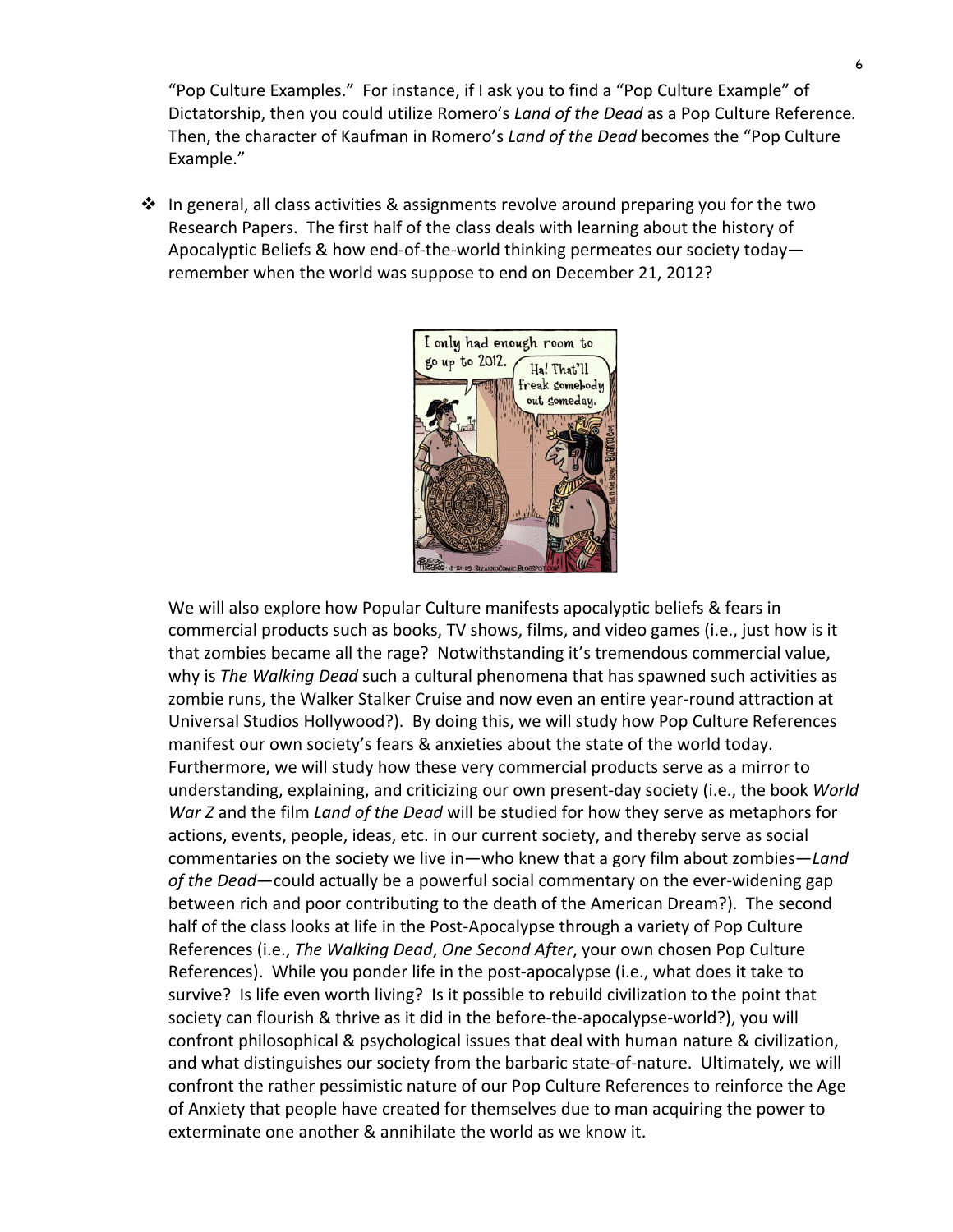"Pop Culture Examples." For instance, if I ask you to find a "Pop Culture Example" of Dictatorship, then you could utilize Romero's *Land of the Dead* as a Pop Culture Reference. Then, the character of Kaufman in Romero's *Land of the Dead* becomes the "Pop Culture Example."

- In general, all class activities & assignments revolve around preparing you for the two Research Papers. The first half of the class deals with learning about the history of Apocalyptic Beliefs & how end-of-the-world thinking permeates our society today—remember when the world was suppose to end on December 21, 2012?

  We will also explore how Popular Culture manifests apocalyptic beliefs & fears in commercial products such as books, TV shows, films, and video games (i.e., just how is it that zombies became all the rage? Notwithstanding it's tremendous commercial value, why is *The Walking Dead* such a cultural phenomena that has spawned such activities as zombie runs, the Walker Stalker Cruise and now even an entire year-round attraction at Universal Studios Hollywood?). By doing this, we will study how Pop Culture References manifest our own society's fears & anxieties about the state of the world today. Furthermore, we will study how these very commercial products serve as a mirror to understanding, explaining, and criticizing our own present-day society (i.e., the book *World War Z* and the film *Land of the Dead* will be studied for how they serve as metaphors for actions, events, people, ideas, etc. in our current society, and thereby serve as social commentaries on the society we live in—who knew that a gory film about zombies—*Land of the Dead*—could actually be a powerful social commentary on the ever-widening gap between rich and poor contributing to the death of the American Dream?). The second half of the class looks at life in the Post-Apocalypse through a variety of Pop Culture References (i.e., *The Walking Dead*, *One Second After*, your own chosen Pop Culture References). While you ponder life in the post-apocalypse (i.e., what does it take to survive? Is life even worth living? Is it possible to rebuild civilization to the point that society can flourish & thrive as it did in the before-the-apocalypse-world?), you will confront philosophical & psychological issues that deal with human nature & civilization, and what distinguishes our society from the barbaric state-of-nature. Ultimately, we will confront the rather pessimistic nature of our Pop Culture References to reinforce the Age of Anxiety that people have created for themselves due to man acquiring the power to exterminate one another & annihilate the world as we know it.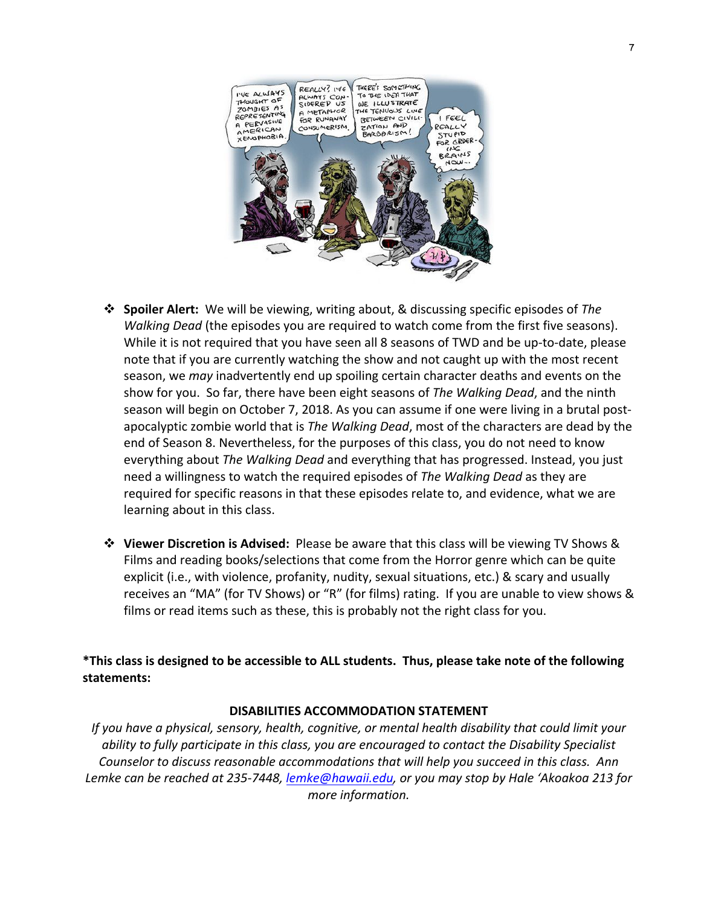- **Spoiler Alert:** We will be viewing, writing about, & discussing specific episodes of *The Walking Dead* (the episodes you are required to watch come from the first five seasons). While it is not required that you have seen all 8 seasons of TWD and be up-to-date, please note that if you are currently watching the show and not caught up with the most recent season, we *may* inadvertently end up spoiling certain character deaths and events on the show for you. So far, there have been eight seasons of *The Walking Dead*, and the ninth season will begin on October 7, 2018. As you can assume if one were living in a brutal post-apocalyptic zombie world that is *The Walking Dead*, most of the characters are dead by the end of Season 8. Nevertheless, for the purposes of this class, you do not need to know everything about *The Walking Dead* and everything that has progressed. Instead, you just need a willingness to watch the required episodes of *The Walking Dead* as they are required for specific reasons in that these episodes relate to, and evidence, what we are learning about in this class.

- **Viewer Discretion is Advised:** Please be aware that this class will be viewing TV Shows & Films and reading books/selections that come from the Horror genre which can be quite explicit (i.e., with violence, profanity, nudity, sexual situations, etc.) & scary and usually receives an "MA" (for TV Shows) or "R" (for films) rating. If you are unable to view shows & films or read items such as these, this is probably not the right class for you.

**\*This class is designed to be accessible to ALL students. Thus, please take note of the following statements:**

**DISABILITIES ACCOMMODATION STATEMENT**

*If you have a physical, sensory, health, cognitive, or mental health disability that could limit your ability to fully participate in this class, you are encouraged to contact the Disability Specialist Counselor to discuss reasonable accommodations that will help you succeed in this class. Ann Lemke can be reached at 235-7448, lemke@hawaii.edu, or you may stop by Hale 'Akoakoa 213 for more information.*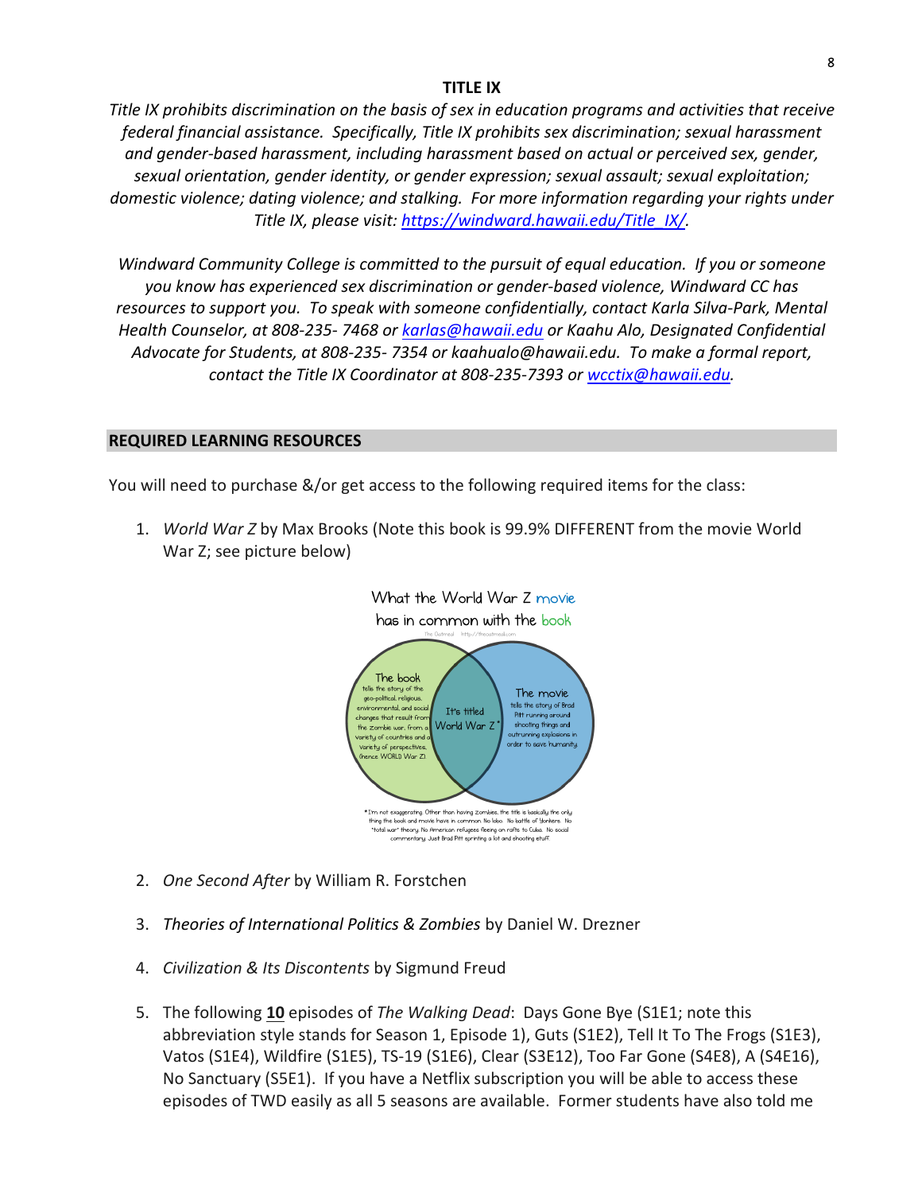**TITLE IX**

*Title IX prohibits discrimination on the basis of sex in education programs and activities that receive federal financial assistance. Specifically, Title IX prohibits sex discrimination; sexual harassment and gender-based harassment, including harassment based on actual or perceived sex, gender, sexual orientation, gender identity, or gender expression; sexual assault; sexual exploitation; domestic violence; dating violence; and stalking. For more information regarding your rights under Title IX, please visit: https://windward.hawaii.edu/Title_IX/.*

*Windward Community College is committed to the pursuit of equal education. If you or someone you know has experienced sex discrimination or gender-based violence, Windward CC has resources to support you. To speak with someone confidentially, contact Karla Silva-Park, Mental Health Counselor, at 808-235- 7468 or karlas@hawaii.edu or Kaahu Alo, Designated Confidential Advocate for Students, at 808-235- 7354 or kaahualo@hawaii.edu. To make a formal report, contact the Title IX Coordinator at 808-235-7393 or wcctix@hawaii.edu.*

## REQUIRED LEARNING RESOURCES

You will need to purchase &/or get access to the following required items for the class:

1. *World War Z* by Max Brooks (Note this book is 99.9% DIFFERENT from the movie World War Z; see picture below)

What the World War Z movie has in common with the book

The Oatmeal - http://theoatmeal.com

The book tells the story of the geo-political, religious, environmental, and social changes that result from the zombie war, from a variety of countries and a variety of perspectives. (hence WORLD War Z)

It's titled World War Z*

The movie tells the story of Brad Pitt running around shooting things and outrunning explosions in order to save humanity.

*I'm not exaggerating. Other than having zombies, the title is basically the only thing the book and movie have in common. No lobo. No battle of Yonkers. No "total war" theory. No American refugees fleeing on rafts to Cuba. No social commentary. Just Brad Pitt sprinting a lot and shooting stuff.

2. *One Second After* by William R. Forstchen

3. *Theories of International Politics & Zombies* by Daniel W. Drezner

4. *Civilization & Its Discontents* by Sigmund Freud

5. The following **10** episodes of *The Walking Dead*: Days Gone Bye (S1E1; note this abbreviation style stands for Season 1, Episode 1), Guts (S1E2), Tell It To The Frogs (S1E3), Vatos (S1E4), Wildfire (S1E5), TS-19 (S1E6), Clear (S3E12), Too Far Gone (S4E8), A (S4E16), No Sanctuary (S5E1). If you have a Netflix subscription you will be able to access these episodes of TWD easily as all 5 seasons are available. Former students have also told me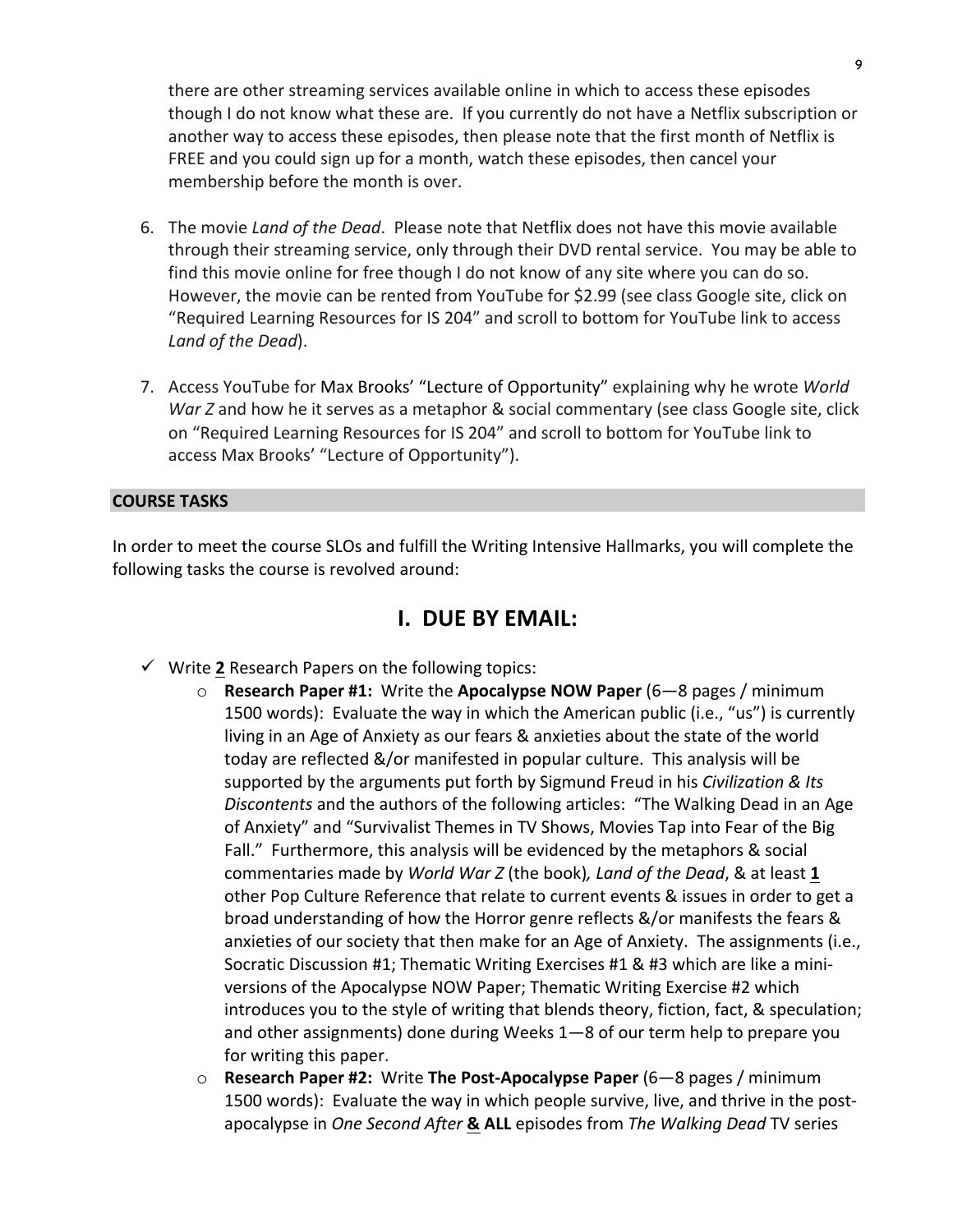there are other streaming services available online in which to access these episodes though I do not know what these are. If you currently do not have a Netflix subscription or another way to access these episodes, then please note that the first month of Netflix is FREE and you could sign up for a month, watch these episodes, then cancel your membership before the month is over.

6. The movie *Land of the Dead*. Please note that Netflix does not have this movie available through their streaming service, only through their DVD rental service. You may be able to find this movie online for free though I do not know of any site where you can do so. However, the movie can be rented from YouTube for $2.99 (see class Google site, click on "Required Learning Resources for IS 204" and scroll to bottom for YouTube link to access *Land of the Dead*).

7. Access YouTube for Max Brooks' "Lecture of Opportunity" explaining why he wrote *World War Z* and how he it serves as a metaphor & social commentary (see class Google site, click on "Required Learning Resources for IS 204" and scroll to bottom for YouTube link to access Max Brooks' "Lecture of Opportunity").

## COURSE TASKS

In order to meet the course SLOs and fulfill the Writing Intensive Hallmarks, you will complete the following tasks the course is revolved around:

## I. DUE BY EMAIL:

- ✓ Write **2** Research Papers on the following topics:
  - **Research Paper #1:** Write the **Apocalypse NOW Paper** (6—8 pages / minimum 1500 words): Evaluate the way in which the American public (i.e., "us") is currently living in an Age of Anxiety as our fears & anxieties about the state of the world today are reflected &/or manifested in popular culture. This analysis will be supported by the arguments put forth by Sigmund Freud in his *Civilization & Its Discontents* and the authors of the following articles: "The Walking Dead in an Age of Anxiety" and "Survivalist Themes in TV Shows, Movies Tap into Fear of the Big Fall." Furthermore, this analysis will be evidenced by the metaphors & social commentaries made by *World War Z* (the book)*, Land of the Dead*, & at least **1** other Pop Culture Reference that relate to current events & issues in order to get a broad understanding of how the Horror genre reflects &/or manifests the fears & anxieties of our society that then make for an Age of Anxiety. The assignments (i.e., Socratic Discussion #1; Thematic Writing Exercises #1 & #3 which are like a mini-versions of the Apocalypse NOW Paper; Thematic Writing Exercise #2 which introduces you to the style of writing that blends theory, fiction, fact, & speculation; and other assignments) done during Weeks 1—8 of our term help to prepare you for writing this paper.
  - **Research Paper #2:** Write **The Post-Apocalypse Paper** (6—8 pages / minimum 1500 words): Evaluate the way in which people survive, live, and thrive in the post-apocalypse in *One Second After* **&** **ALL** episodes from *The Walking Dead* TV series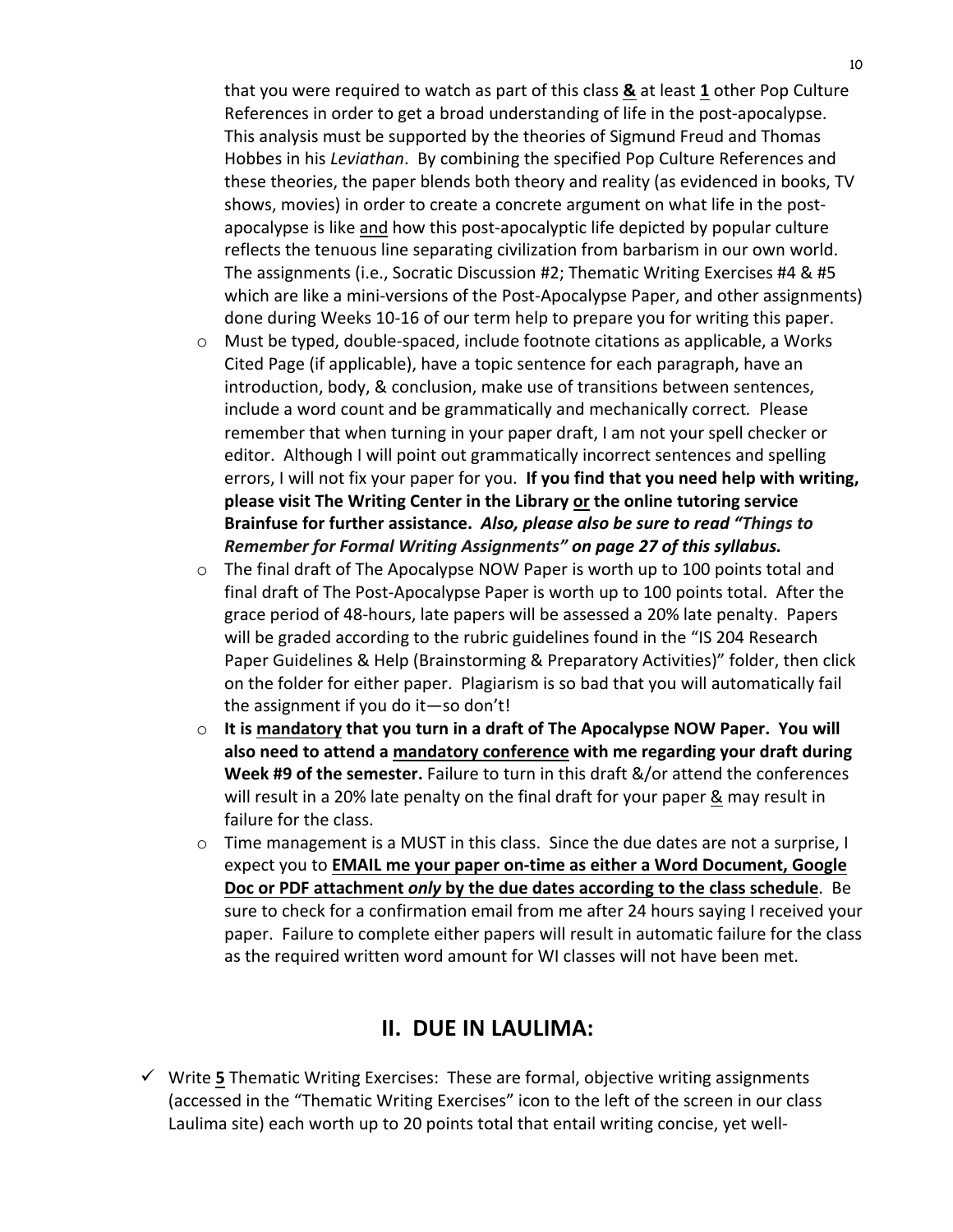that you were required to watch as part of this class **&** at least **1** other Pop Culture References in order to get a broad understanding of life in the post-apocalypse. This analysis must be supported by the theories of Sigmund Freud and Thomas Hobbes in his *Leviathan*. By combining the specified Pop Culture References and these theories, the paper blends both theory and reality (as evidenced in books, TV shows, movies) in order to create a concrete argument on what life in the post-apocalypse is like and how this post-apocalyptic life depicted by popular culture reflects the tenuous line separating civilization from barbarism in our own world. The assignments (i.e., Socratic Discussion #2; Thematic Writing Exercises #4 & #5 which are like a mini-versions of the Post-Apocalypse Paper, and other assignments) done during Weeks 10-16 of our term help to prepare you for writing this paper.

- Must be typed, double-spaced, include footnote citations as applicable, a Works Cited Page (if applicable), have a topic sentence for each paragraph, have an introduction, body, & conclusion, make use of transitions between sentences, include a word count and be grammatically and mechanically correct. Please remember that when turning in your paper draft, I am not your spell checker or editor. Although I will point out grammatically incorrect sentences and spelling errors, I will not fix your paper for you. **If you find that you need help with writing, please visit The Writing Center in the Library or the online tutoring service Brainfuse for further assistance.** ***Also, please also be sure to read "Things to Remember for Formal Writing Assignments" on page 27 of this syllabus.***
- The final draft of The Apocalypse NOW Paper is worth up to 100 points total and final draft of The Post-Apocalypse Paper is worth up to 100 points total. After the grace period of 48-hours, late papers will be assessed a 20% late penalty. Papers will be graded according to the rubric guidelines found in the "IS 204 Research Paper Guidelines & Help (Brainstorming & Preparatory Activities)" folder, then click on the folder for either paper. Plagiarism is so bad that you will automatically fail the assignment if you do it—so don't!
- **It is mandatory that you turn in a draft of The Apocalypse NOW Paper. You will also need to attend a mandatory conference with me regarding your draft during Week #9 of the semester.** Failure to turn in this draft &/or attend the conferences will result in a 20% late penalty on the final draft for your paper & may result in failure for the class.
- Time management is a MUST in this class. Since the due dates are not a surprise, I expect you to **EMAIL me your paper on-time as either a Word Document, Google Doc or PDF attachment *only* by the due dates according to the class schedule**. Be sure to check for a confirmation email from me after 24 hours saying I received your paper. Failure to complete either papers will result in automatic failure for the class as the required written word amount for WI classes will not have been met.

## II. DUE IN LAULIMA:

- ✓ Write **5** Thematic Writing Exercises: These are formal, objective writing assignments (accessed in the "Thematic Writing Exercises" icon to the left of the screen in our class Laulima site) each worth up to 20 points total that entail writing concise, yet well-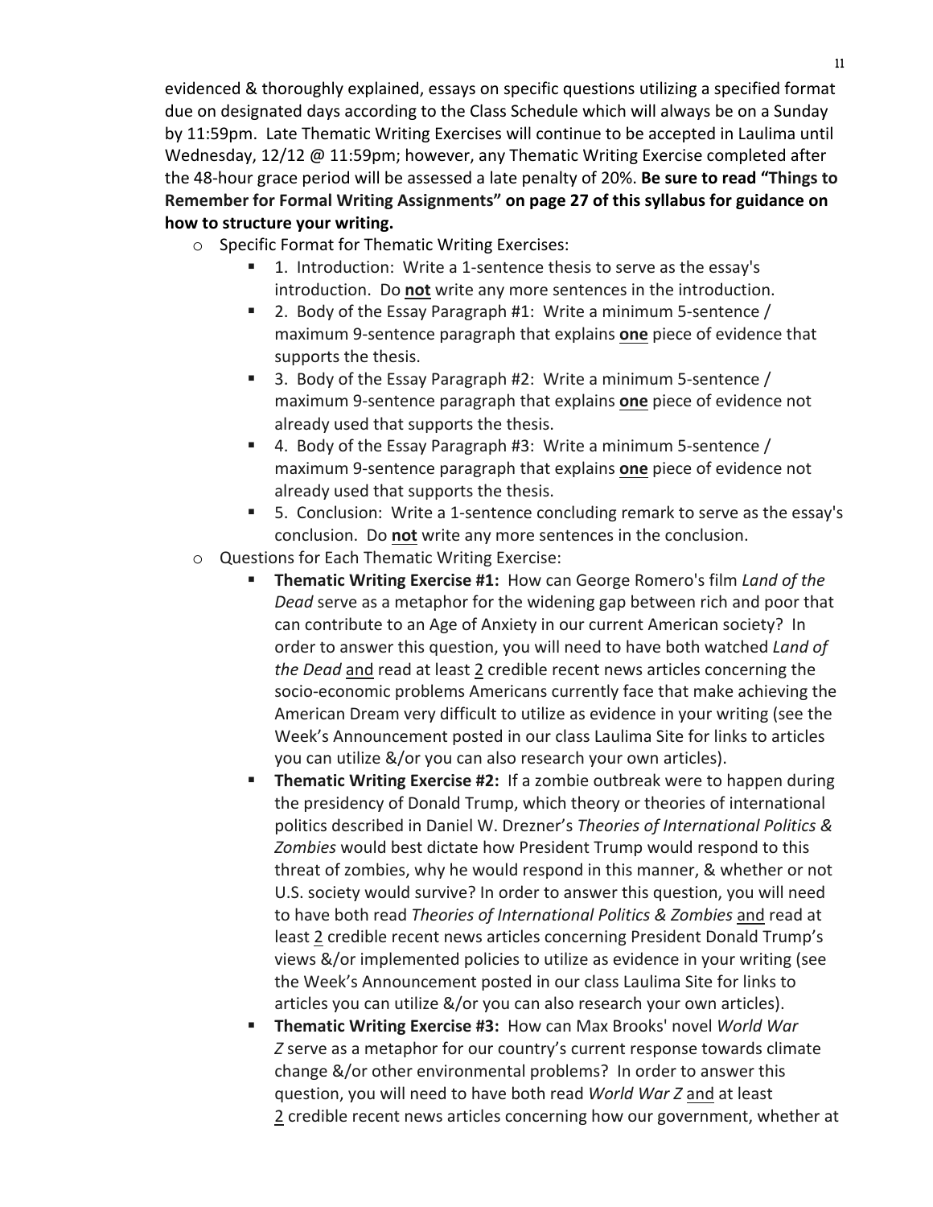evidenced & thoroughly explained, essays on specific questions utilizing a specified format due on designated days according to the Class Schedule which will always be on a Sunday by 11:59pm. Late Thematic Writing Exercises will continue to be accepted in Laulima until Wednesday, 12/12 @ 11:59pm; however, any Thematic Writing Exercise completed after the 48-hour grace period will be assessed a late penalty of 20%. **Be sure to read "Things to Remember for Formal Writing Assignments" on page 27 of this syllabus for guidance on how to structure your writing.**

- Specific Format for Thematic Writing Exercises:
  - 1. Introduction: Write a 1-sentence thesis to serve as the essay's introduction. Do **not** write any more sentences in the introduction.
  - 2. Body of the Essay Paragraph #1: Write a minimum 5-sentence / maximum 9-sentence paragraph that explains **one** piece of evidence that supports the thesis.
  - 3. Body of the Essay Paragraph #2: Write a minimum 5-sentence / maximum 9-sentence paragraph that explains **one** piece of evidence not already used that supports the thesis.
  - 4. Body of the Essay Paragraph #3: Write a minimum 5-sentence / maximum 9-sentence paragraph that explains **one** piece of evidence not already used that supports the thesis.
  - 5. Conclusion: Write a 1-sentence concluding remark to serve as the essay's conclusion. Do **not** write any more sentences in the conclusion.
- Questions for Each Thematic Writing Exercise:
  - **Thematic Writing Exercise #1:** How can George Romero's film *Land of the Dead* serve as a metaphor for the widening gap between rich and poor that can contribute to an Age of Anxiety in our current American society? In order to answer this question, you will need to have both watched *Land of the Dead* and read at least 2 credible recent news articles concerning the socio-economic problems Americans currently face that make achieving the American Dream very difficult to utilize as evidence in your writing (see the Week's Announcement posted in our class Laulima Site for links to articles you can utilize &/or you can also research your own articles).
  - **Thematic Writing Exercise #2:** If a zombie outbreak were to happen during the presidency of Donald Trump, which theory or theories of international politics described in Daniel W. Drezner's *Theories of International Politics & Zombies* would best dictate how President Trump would respond to this threat of zombies, why he would respond in this manner, & whether or not U.S. society would survive? In order to answer this question, you will need to have both read *Theories of International Politics & Zombies* and read at least 2 credible recent news articles concerning President Donald Trump's views &/or implemented policies to utilize as evidence in your writing (see the Week's Announcement posted in our class Laulima Site for links to articles you can utilize &/or you can also research your own articles).
  - **Thematic Writing Exercise #3:** How can Max Brooks' novel *World War Z* serve as a metaphor for our country's current response towards climate change &/or other environmental problems? In order to answer this question, you will need to have both read *World War Z* and at least 2 credible recent news articles concerning how our government, whether at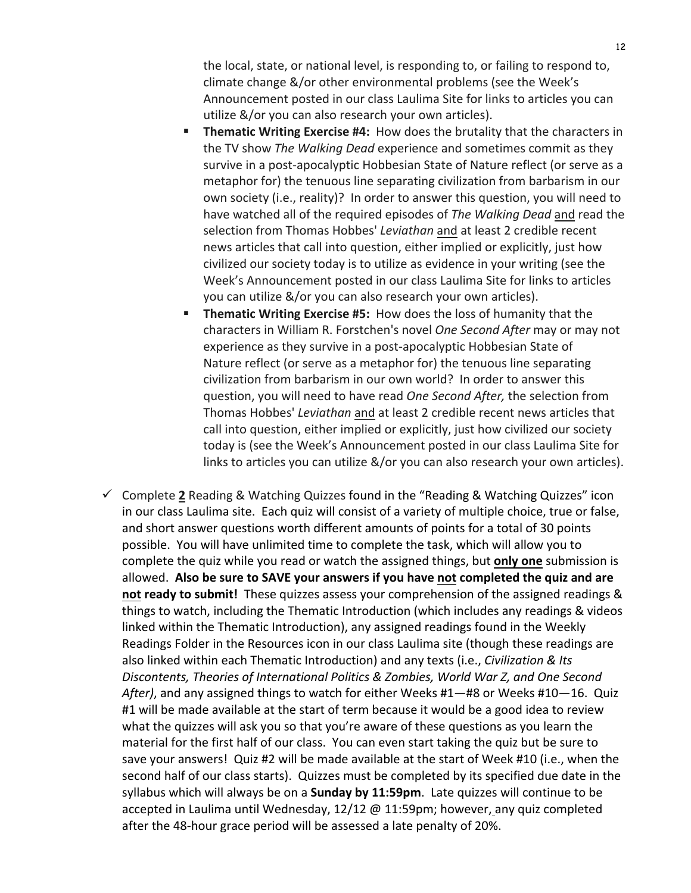the local, state, or national level, is responding to, or failing to respond to, climate change &/or other environmental problems (see the Week's Announcement posted in our class Laulima Site for links to articles you can utilize &/or you can also research your own articles).

- **Thematic Writing Exercise #4:** How does the brutality that the characters in the TV show *The Walking Dead* experience and sometimes commit as they survive in a post-apocalyptic Hobbesian State of Nature reflect (or serve as a metaphor for) the tenuous line separating civilization from barbarism in our own society (i.e., reality)? In order to answer this question, you will need to have watched all of the required episodes of *The Walking Dead* and read the selection from Thomas Hobbes' *Leviathan* and at least 2 credible recent news articles that call into question, either implied or explicitly, just how civilized our society today is to utilize as evidence in your writing (see the Week's Announcement posted in our class Laulima Site for links to articles you can utilize &/or you can also research your own articles).
- **Thematic Writing Exercise #5:** How does the loss of humanity that the characters in William R. Forstchen's novel *One Second After* may or may not experience as they survive in a post-apocalyptic Hobbesian State of Nature reflect (or serve as a metaphor for) the tenuous line separating civilization from barbarism in our own world? In order to answer this question, you will need to have read *One Second After,* the selection from Thomas Hobbes' *Leviathan* and at least 2 credible recent news articles that call into question, either implied or explicitly, just how civilized our society today is (see the Week's Announcement posted in our class Laulima Site for links to articles you can utilize &/or you can also research your own articles).

✓ Complete **2** Reading & Watching Quizzes found in the "Reading & Watching Quizzes" icon in our class Laulima site. Each quiz will consist of a variety of multiple choice, true or false, and short answer questions worth different amounts of points for a total of 30 points possible. You will have unlimited time to complete the task, which will allow you to complete the quiz while you read or watch the assigned things, but **only one** submission is allowed. **Also be sure to SAVE your answers if you have not completed the quiz and are not ready to submit!** These quizzes assess your comprehension of the assigned readings & things to watch, including the Thematic Introduction (which includes any readings & videos linked within the Thematic Introduction), any assigned readings found in the Weekly Readings Folder in the Resources icon in our class Laulima site (though these readings are also linked within each Thematic Introduction) and any texts (i.e., *Civilization & Its Discontents, Theories of International Politics & Zombies, World War Z, and One Second After)*, and any assigned things to watch for either Weeks #1—#8 or Weeks #10—16. Quiz #1 will be made available at the start of term because it would be a good idea to review what the quizzes will ask you so that you're aware of these questions as you learn the material for the first half of our class. You can even start taking the quiz but be sure to save your answers! Quiz #2 will be made available at the start of Week #10 (i.e., when the second half of our class starts). Quizzes must be completed by its specified due date in the syllabus which will always be on a **Sunday by 11:59pm**. Late quizzes will continue to be accepted in Laulima until Wednesday, 12/12 @ 11:59pm; however, any quiz completed after the 48-hour grace period will be assessed a late penalty of 20%.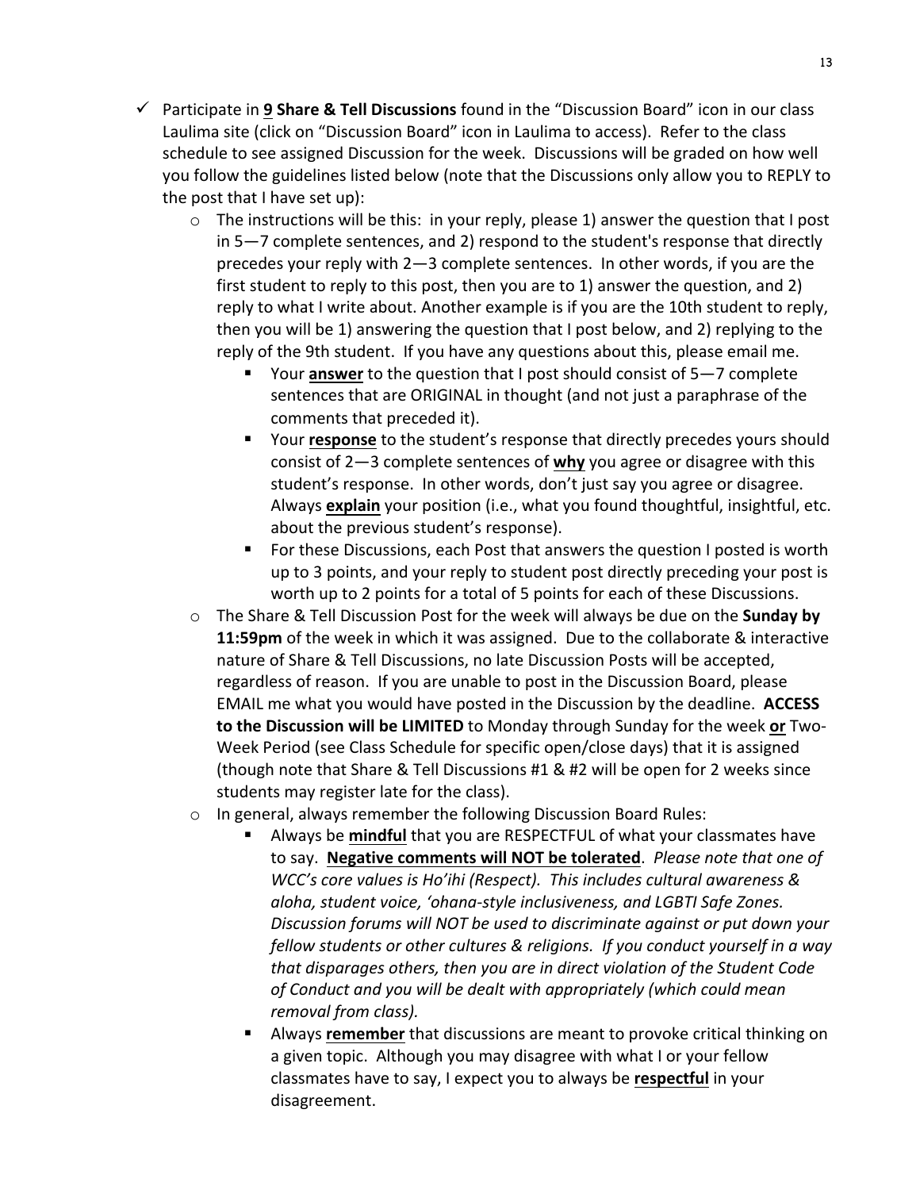- ✓ Participate in **9 Share & Tell Discussions** found in the "Discussion Board" icon in our class Laulima site (click on "Discussion Board" icon in Laulima to access). Refer to the class schedule to see assigned Discussion for the week. Discussions will be graded on how well you follow the guidelines listed below (note that the Discussions only allow you to REPLY to the post that I have set up):
  - The instructions will be this: in your reply, please 1) answer the question that I post in 5—7 complete sentences, and 2) respond to the student's response that directly precedes your reply with 2—3 complete sentences. In other words, if you are the first student to reply to this post, then you are to 1) answer the question, and 2) reply to what I write about. Another example is if you are the 10th student to reply, then you will be 1) answering the question that I post below, and 2) replying to the reply of the 9th student. If you have any questions about this, please email me.
    - Your **answer** to the question that I post should consist of 5—7 complete sentences that are ORIGINAL in thought (and not just a paraphrase of the comments that preceded it).
    - Your **response** to the student's response that directly precedes yours should consist of 2—3 complete sentences of **why** you agree or disagree with this student's response. In other words, don't just say you agree or disagree. Always **explain** your position (i.e., what you found thoughtful, insightful, etc. about the previous student's response).
    - For these Discussions, each Post that answers the question I posted is worth up to 3 points, and your reply to student post directly preceding your post is worth up to 2 points for a total of 5 points for each of these Discussions.
  - The Share & Tell Discussion Post for the week will always be due on the **Sunday by 11:59pm** of the week in which it was assigned. Due to the collaborate & interactive nature of Share & Tell Discussions, no late Discussion Posts will be accepted, regardless of reason. If you are unable to post in the Discussion Board, please EMAIL me what you would have posted in the Discussion by the deadline. **ACCESS to the Discussion will be LIMITED** to Monday through Sunday for the week **or** Two-Week Period (see Class Schedule for specific open/close days) that it is assigned (though note that Share & Tell Discussions #1 & #2 will be open for 2 weeks since students may register late for the class).
  - In general, always remember the following Discussion Board Rules:
    - Always be **mindful** that you are RESPECTFUL of what your classmates have to say. **Negative comments will NOT be tolerated**. *Please note that one of WCC's core values is Ho'ihi (Respect). This includes cultural awareness & aloha, student voice, 'ohana-style inclusiveness, and LGBTI Safe Zones. Discussion forums will NOT be used to discriminate against or put down your fellow students or other cultures & religions. If you conduct yourself in a way that disparages others, then you are in direct violation of the Student Code of Conduct and you will be dealt with appropriately (which could mean removal from class).*
    - Always **remember** that discussions are meant to provoke critical thinking on a given topic. Although you may disagree with what I or your fellow classmates have to say, I expect you to always be **respectful** in your disagreement.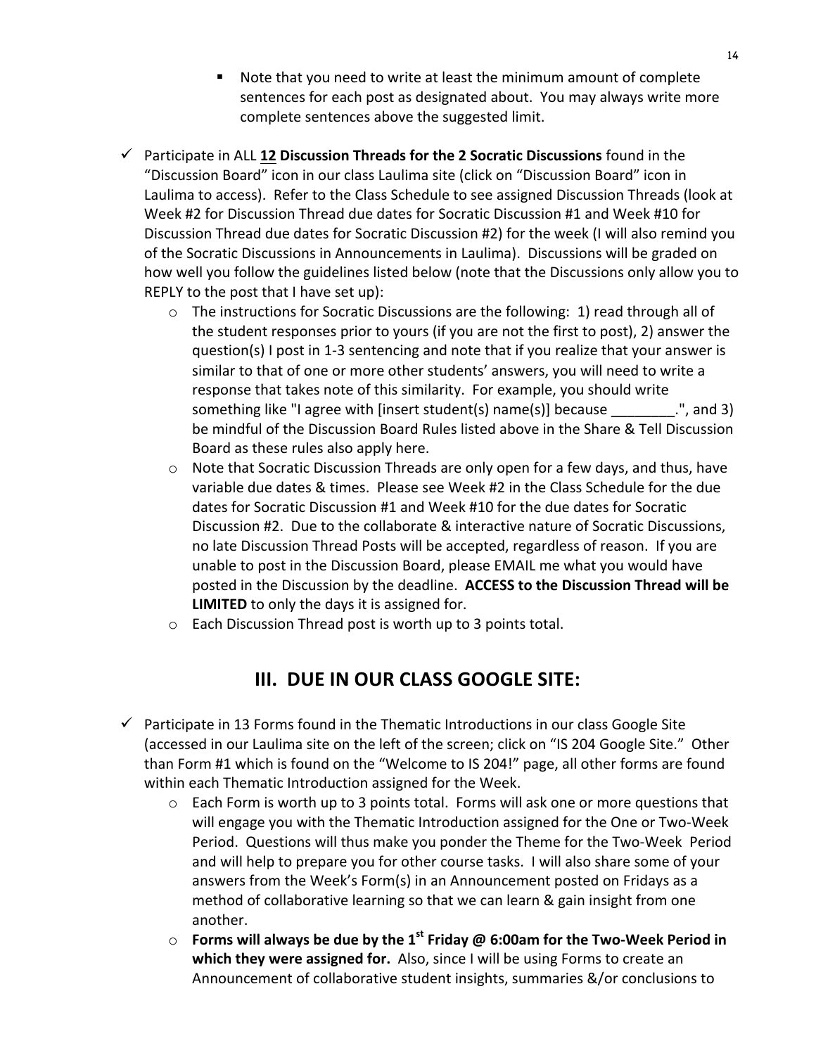- Note that you need to write at least the minimum amount of complete sentences for each post as designated about. You may always write more complete sentences above the suggested limit.

- ✓ Participate in ALL **12 Discussion Threads for the 2 Socratic Discussions** found in the "Discussion Board" icon in our class Laulima site (click on "Discussion Board" icon in Laulima to access). Refer to the Class Schedule to see assigned Discussion Threads (look at Week #2 for Discussion Thread due dates for Socratic Discussion #1 and Week #10 for Discussion Thread due dates for Socratic Discussion #2) for the week (I will also remind you of the Socratic Discussions in Announcements in Laulima). Discussions will be graded on how well you follow the guidelines listed below (note that the Discussions only allow you to REPLY to the post that I have set up):
    - The instructions for Socratic Discussions are the following: 1) read through all of the student responses prior to yours (if you are not the first to post), 2) answer the question(s) I post in 1-3 sentencing and note that if you realize that your answer is similar to that of one or more other students' answers, you will need to write a response that takes note of this similarity. For example, you should write something like "I agree with [insert student(s) name(s)] because ________.", and 3) be mindful of the Discussion Board Rules listed above in the Share & Tell Discussion Board as these rules also apply here.
    - Note that Socratic Discussion Threads are only open for a few days, and thus, have variable due dates & times. Please see Week #2 in the Class Schedule for the due dates for Socratic Discussion #1 and Week #10 for the due dates for Socratic Discussion #2. Due to the collaborate & interactive nature of Socratic Discussions, no late Discussion Thread Posts will be accepted, regardless of reason. If you are unable to post in the Discussion Board, please EMAIL me what you would have posted in the Discussion by the deadline. **ACCESS to the Discussion Thread will be LIMITED** to only the days it is assigned for.
    - Each Discussion Thread post is worth up to 3 points total.

## III. DUE IN OUR CLASS GOOGLE SITE:

- ✓ Participate in 13 Forms found in the Thematic Introductions in our class Google Site (accessed in our Laulima site on the left of the screen; click on "IS 204 Google Site." Other than Form #1 which is found on the "Welcome to IS 204!" page, all other forms are found within each Thematic Introduction assigned for the Week.
    - Each Form is worth up to 3 points total. Forms will ask one or more questions that will engage you with the Thematic Introduction assigned for the One or Two-Week Period. Questions will thus make you ponder the Theme for the Two-Week Period and will help to prepare you for other course tasks. I will also share some of your answers from the Week's Form(s) in an Announcement posted on Fridays as a method of collaborative learning so that we can learn & gain insight from one another.
    - **Forms will always be due by the 1st Friday @ 6:00am for the Two-Week Period in which they were assigned for.** Also, since I will be using Forms to create an Announcement of collaborative student insights, summaries &/or conclusions to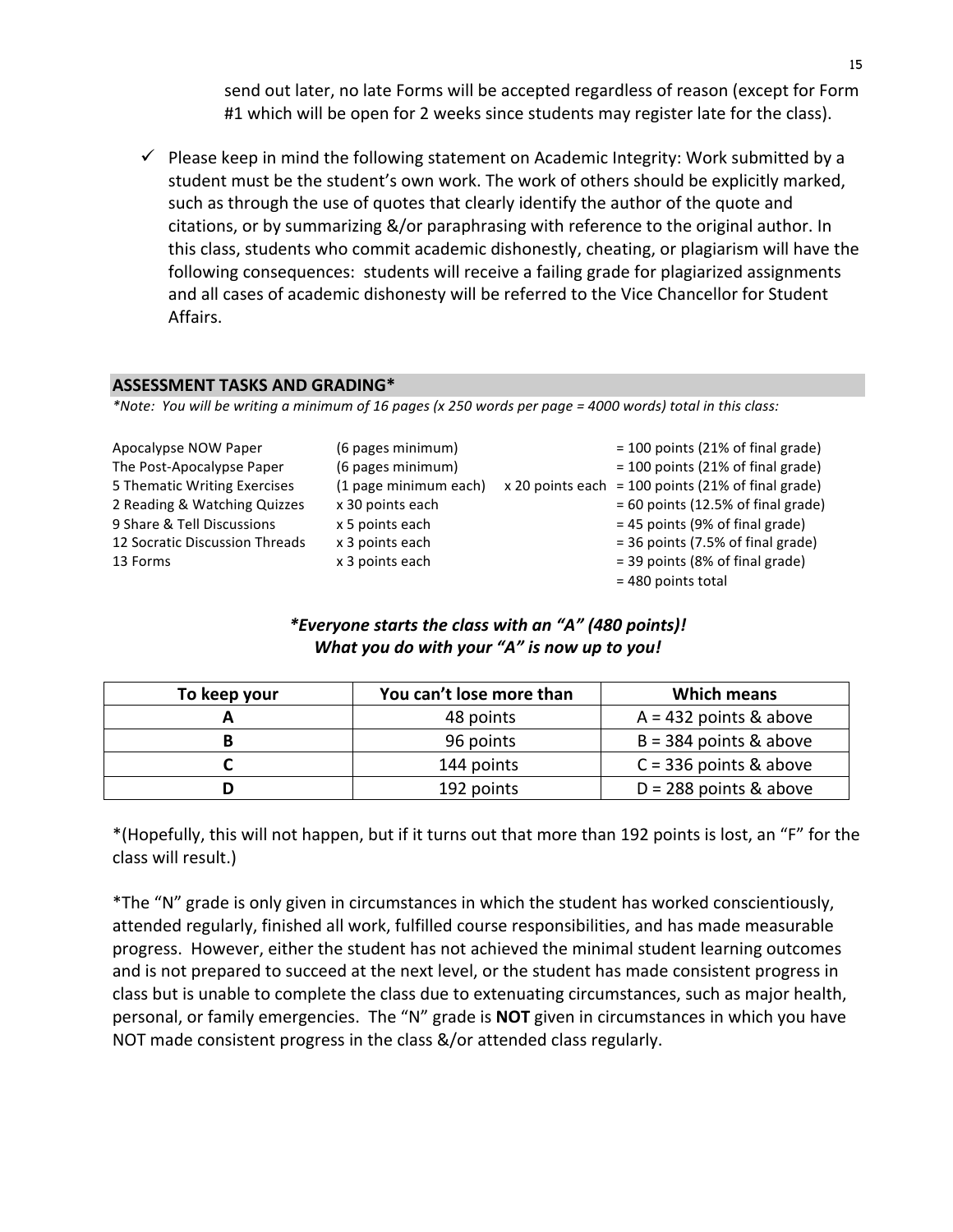send out later, no late Forms will be accepted regardless of reason (except for Form #1 which will be open for 2 weeks since students may register late for the class).

- ✓ Please keep in mind the following statement on Academic Integrity: Work submitted by a student must be the student's own work. The work of others should be explicitly marked, such as through the use of quotes that clearly identify the author of the quote and citations, or by summarizing &/or paraphrasing with reference to the original author. In this class, students who commit academic dishonestly, cheating, or plagiarism will have the following consequences: students will receive a failing grade for plagiarized assignments and all cases of academic dishonesty will be referred to the Vice Chancellor for Student Affairs.

## ASSESSMENT TASKS AND GRADING*

*\*Note: You will be writing a minimum of 16 pages (x 250 words per page = 4000 words) total in this class:*

| | | | |
|---|---|---|---|
| Apocalypse NOW Paper | (6 pages minimum) | | = 100 points (21% of final grade) |
| The Post-Apocalypse Paper | (6 pages minimum) | | = 100 points (21% of final grade) |
| 5 Thematic Writing Exercises | (1 page minimum each) | x 20 points each | = 100 points (21% of final grade) |
| 2 Reading & Watching Quizzes | x 30 points each | | = 60 points (12.5% of final grade) |
| 9 Share & Tell Discussions | x 5 points each | | = 45 points (9% of final grade) |
| 12 Socratic Discussion Threads | x 3 points each | | = 36 points (7.5% of final grade) |
| 13 Forms | x 3 points each | | = 39 points (8% of final grade) |
| | | | = 480 points total |

***\*Everyone starts the class with an "A" (480 points)!***
***What you do with your "A" is now up to you!***

| To keep your | You can't lose more than | Which means |
|---|---|---|
| A | 48 points | A = 432 points & above |
| B | 96 points | B = 384 points & above |
| C | 144 points | C = 336 points & above |
| D | 192 points | D = 288 points & above |

*(Hopefully, this will not happen, but if it turns out that more than 192 points is lost, an "F" for the class will result.)

*The "N" grade is only given in circumstances in which the student has worked conscientiously, attended regularly, finished all work, fulfilled course responsibilities, and has made measurable progress. However, either the student has not achieved the minimal student learning outcomes and is not prepared to succeed at the next level, or the student has made consistent progress in class but is unable to complete the class due to extenuating circumstances, such as major health, personal, or family emergencies. The "N" grade is **NOT** given in circumstances in which you have NOT made consistent progress in the class &/or attended class regularly.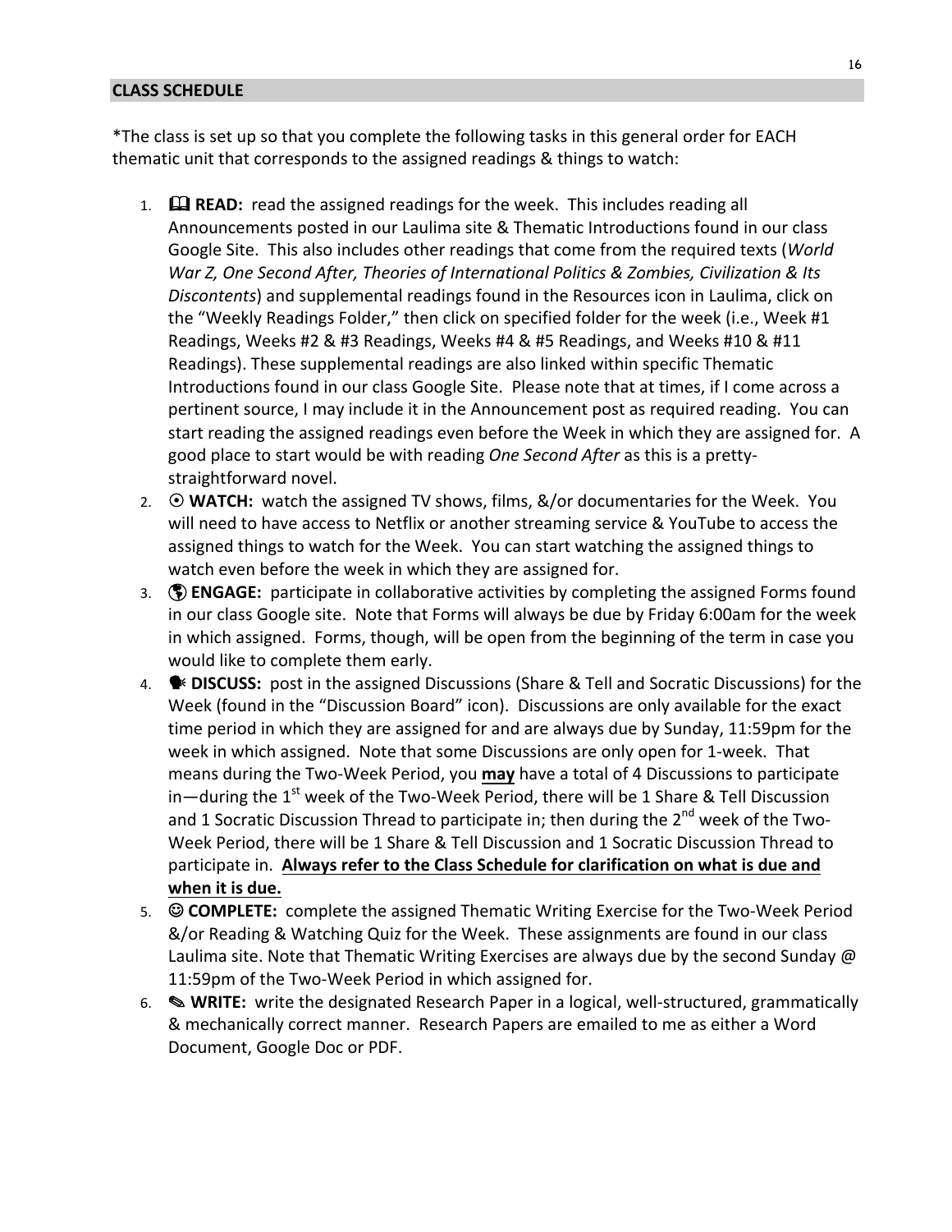## CLASS SCHEDULE

*The class is set up so that you complete the following tasks in this general order for EACH thematic unit that corresponds to the assigned readings & things to watch:

1. 🕮 **READ:** read the assigned readings for the week. This includes reading all Announcements posted in our Laulima site & Thematic Introductions found in our class Google Site. This also includes other readings that come from the required texts (*World War Z, One Second After, Theories of International Politics & Zombies, Civilization & Its Discontents*) and supplemental readings found in the Resources icon in Laulima, click on the "Weekly Readings Folder," then click on specified folder for the week (i.e., Week #1 Readings, Weeks #2 & #3 Readings, Weeks #4 & #5 Readings, and Weeks #10 & #11 Readings). These supplemental readings are also linked within specific Thematic Introductions found in our class Google Site. Please note that at times, if I come across a pertinent source, I may include it in the Announcement post as required reading. You can start reading the assigned readings even before the Week in which they are assigned for. A good place to start would be with reading *One Second After* as this is a pretty-straightforward novel.
2. ⦿ **WATCH:** watch the assigned TV shows, films, &/or documentaries for the Week. You will need to have access to Netflix or another streaming service & YouTube to access the assigned things to watch for the Week. You can start watching the assigned things to watch even before the week in which they are assigned for.
3. 🌎 **ENGAGE:** participate in collaborative activities by completing the assigned Forms found in our class Google site. Note that Forms will always be due by Friday 6:00am for the week in which assigned. Forms, though, will be open from the beginning of the term in case you would like to complete them early.
4. 🗣 **DISCUSS:** post in the assigned Discussions (Share & Tell and Socratic Discussions) for the Week (found in the "Discussion Board" icon). Discussions are only available for the exact time period in which they are assigned for and are always due by Sunday, 11:59pm for the week in which assigned. Note that some Discussions are only open for 1-week. That means during the Two-Week Period, you **may** have a total of 4 Discussions to participate in—during the 1st week of the Two-Week Period, there will be 1 Share & Tell Discussion and 1 Socratic Discussion Thread to participate in; then during the 2nd week of the Two-Week Period, there will be 1 Share & Tell Discussion and 1 Socratic Discussion Thread to participate in. **Always refer to the Class Schedule for clarification on what is due and when it is due.**
5. ☺ **COMPLETE:** complete the assigned Thematic Writing Exercise for the Two-Week Period &/or Reading & Watching Quiz for the Week. These assignments are found in our class Laulima site. Note that Thematic Writing Exercises are always due by the second Sunday @ 11:59pm of the Two-Week Period in which assigned for.
6. ✎ **WRITE:** write the designated Research Paper in a logical, well-structured, grammatically & mechanically correct manner. Research Papers are emailed to me as either a Word Document, Google Doc or PDF.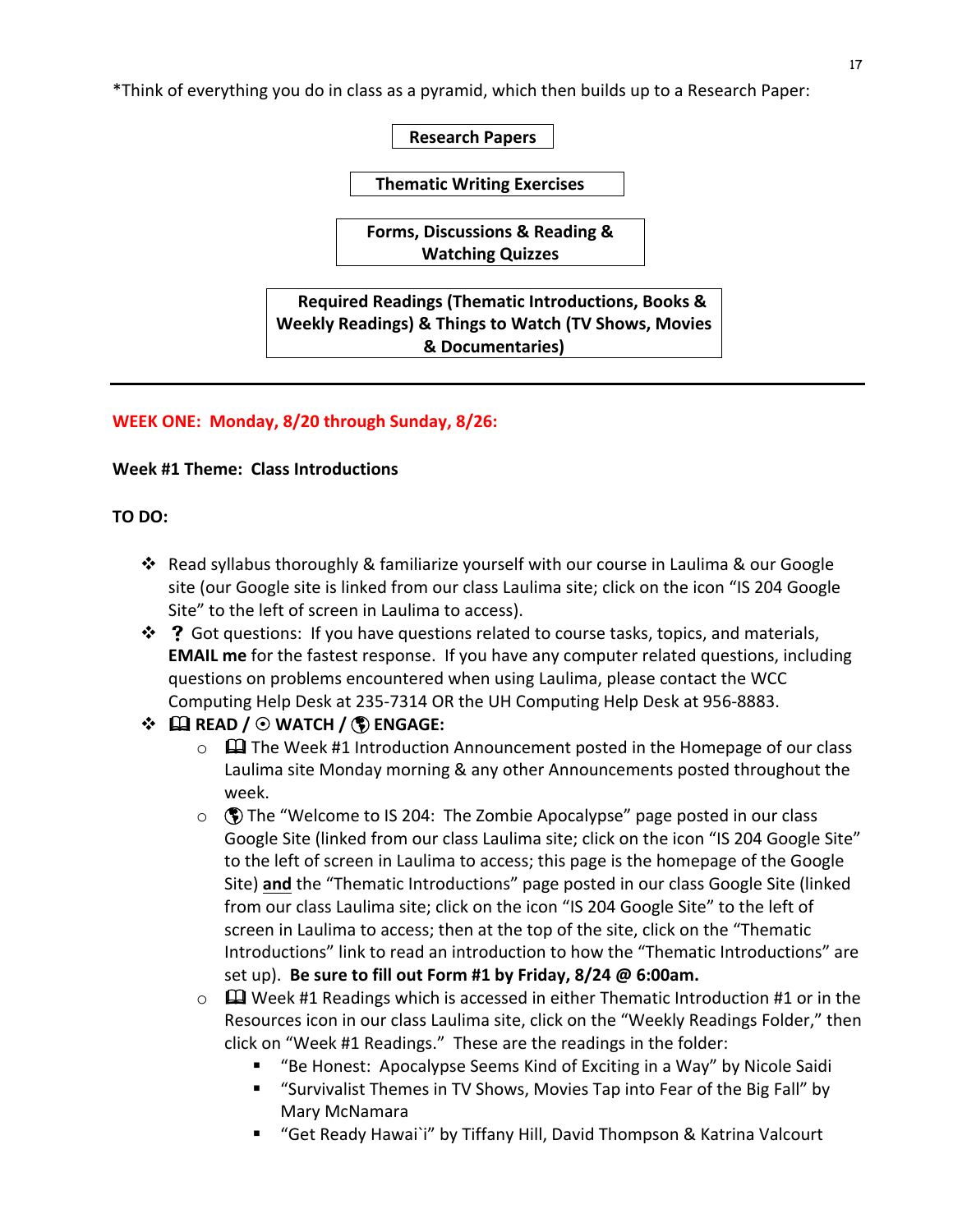*Think of everything you do in class as a pyramid, which then builds up to a Research Paper:

**Research Papers**

**Thematic Writing Exercises**

**Forms, Discussions & Reading & Watching Quizzes**

**Required Readings (Thematic Introductions, Books & Weekly Readings) & Things to Watch (TV Shows, Movies & Documentaries)**

---

**WEEK ONE: Monday, 8/20 through Sunday, 8/26:**

**Week #1 Theme: Class Introductions**

**TO DO:**

- Read syllabus thoroughly & familiarize yourself with our course in Laulima & our Google site (our Google site is linked from our class Laulima site; click on the icon "IS 204 Google Site" to the left of screen in Laulima to access).
- **?** Got questions: If you have questions related to course tasks, topics, and materials, **EMAIL me** for the fastest response. If you have any computer related questions, including questions on problems encountered when using Laulima, please contact the WCC Computing Help Desk at 235-7314 OR the UH Computing Help Desk at 956-8883.
- **📖 READ / ⦿ WATCH / 🌎 ENGAGE:**
  - 📖 The Week #1 Introduction Announcement posted in the Homepage of our class Laulima site Monday morning & any other Announcements posted throughout the week.
  - 🌎 The "Welcome to IS 204: The Zombie Apocalypse" page posted in our class Google Site (linked from our class Laulima site; click on the icon "IS 204 Google Site" to the left of screen in Laulima to access; this page is the homepage of the Google Site) **and** the "Thematic Introductions" page posted in our class Google Site (linked from our class Laulima site; click on the icon "IS 204 Google Site" to the left of screen in Laulima to access; then at the top of the site, click on the "Thematic Introductions" link to read an introduction to how the "Thematic Introductions" are set up). **Be sure to fill out Form #1 by Friday, 8/24 @ 6:00am.**
  - 📖 Week #1 Readings which is accessed in either Thematic Introduction #1 or in the Resources icon in our class Laulima site, click on the "Weekly Readings Folder," then click on "Week #1 Readings." These are the readings in the folder:
    - "Be Honest: Apocalypse Seems Kind of Exciting in a Way" by Nicole Saidi
    - "Survivalist Themes in TV Shows, Movies Tap into Fear of the Big Fall" by Mary McNamara
    - "Get Ready Hawai`i" by Tiffany Hill, David Thompson & Katrina Valcourt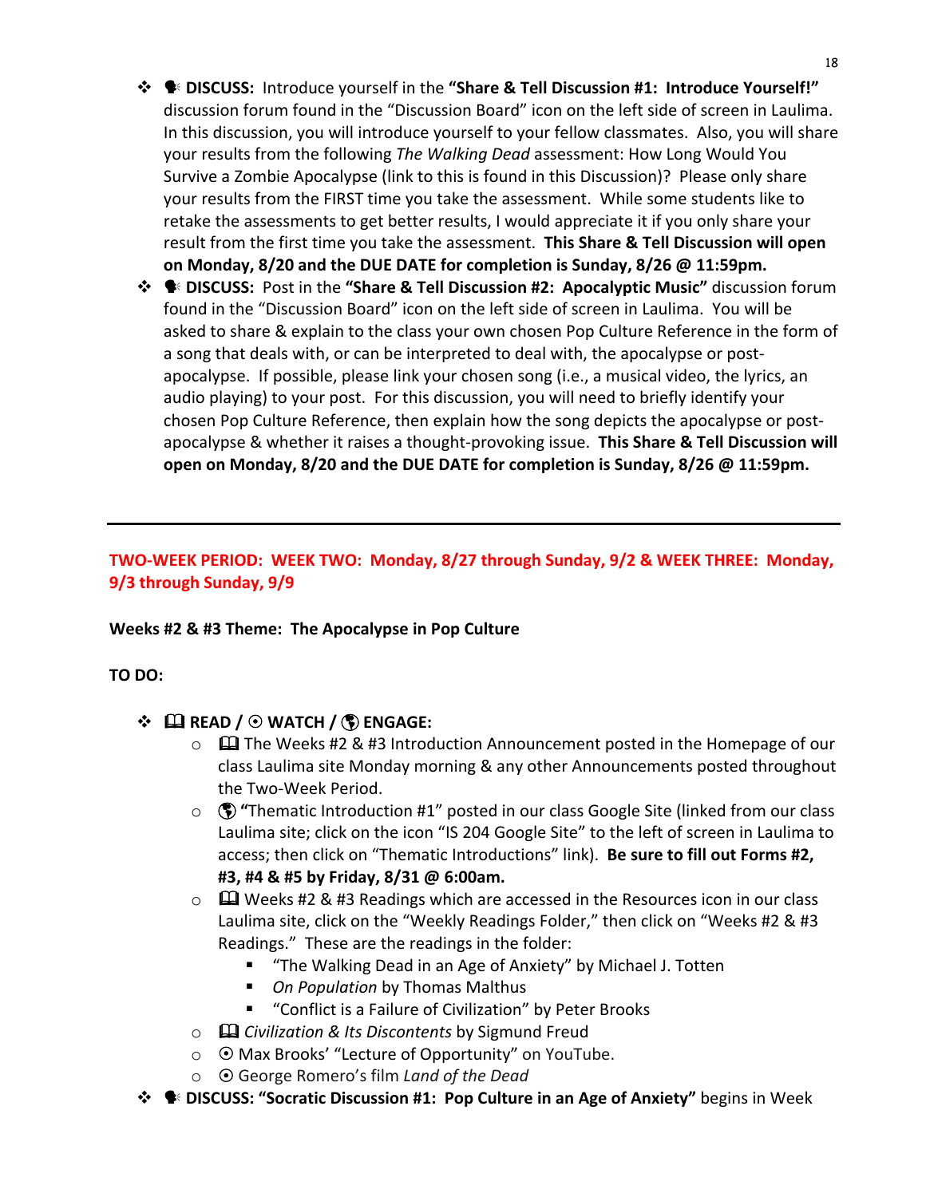- 🗣 **DISCUSS:** Introduce yourself in the **"Share & Tell Discussion #1: Introduce Yourself!"** discussion forum found in the "Discussion Board" icon on the left side of screen in Laulima. In this discussion, you will introduce yourself to your fellow classmates. Also, you will share your results from the following *The Walking Dead* assessment: How Long Would You Survive a Zombie Apocalypse (link to this is found in this Discussion)? Please only share your results from the FIRST time you take the assessment. While some students like to retake the assessments to get better results, I would appreciate it if you only share your result from the first time you take the assessment. **This Share & Tell Discussion will open on Monday, 8/20 and the DUE DATE for completion is Sunday, 8/26 @ 11:59pm.**
- 🗣 **DISCUSS:** Post in the **"Share & Tell Discussion #2: Apocalyptic Music"** discussion forum found in the "Discussion Board" icon on the left side of screen in Laulima. You will be asked to share & explain to the class your own chosen Pop Culture Reference in the form of a song that deals with, or can be interpreted to deal with, the apocalypse or post-apocalypse. If possible, please link your chosen song (i.e., a musical video, the lyrics, an audio playing) to your post. For this discussion, you will need to briefly identify your chosen Pop Culture Reference, then explain how the song depicts the apocalypse or post-apocalypse & whether it raises a thought-provoking issue. **This Share & Tell Discussion will open on Monday, 8/20 and the DUE DATE for completion is Sunday, 8/26 @ 11:59pm.**

---

**TWO-WEEK PERIOD: WEEK TWO: Monday, 8/27 through Sunday, 9/2 & WEEK THREE: Monday, 9/3 through Sunday, 9/9**

**Weeks #2 & #3 Theme: The Apocalypse in Pop Culture**

**TO DO:**

- 🕮 **READ** / ⦿ **WATCH** / 🌎 **ENGAGE:**
  - 🕮 The Weeks #2 & #3 Introduction Announcement posted in the Homepage of our class Laulima site Monday morning & any other Announcements posted throughout the Two-Week Period.
  - 🌎 "Thematic Introduction #1" posted in our class Google Site (linked from our class Laulima site; click on the icon "IS 204 Google Site" to the left of screen in Laulima to access; then click on "Thematic Introductions" link). **Be sure to fill out Forms #2, #3, #4 & #5 by Friday, 8/31 @ 6:00am.**
  - 🕮 Weeks #2 & #3 Readings which are accessed in the Resources icon in our class Laulima site, click on the "Weekly Readings Folder," then click on "Weeks #2 & #3 Readings." These are the readings in the folder:
    - "The Walking Dead in an Age of Anxiety" by Michael J. Totten
    - *On Population* by Thomas Malthus
    - "Conflict is a Failure of Civilization" by Peter Brooks
  - 🕮 *Civilization & Its Discontents* by Sigmund Freud
  - ⦿ Max Brooks' "Lecture of Opportunity" on YouTube.
  - ⦿ George Romero's film *Land of the Dead*
- 🗣 **DISCUSS: "Socratic Discussion #1: Pop Culture in an Age of Anxiety"** begins in Week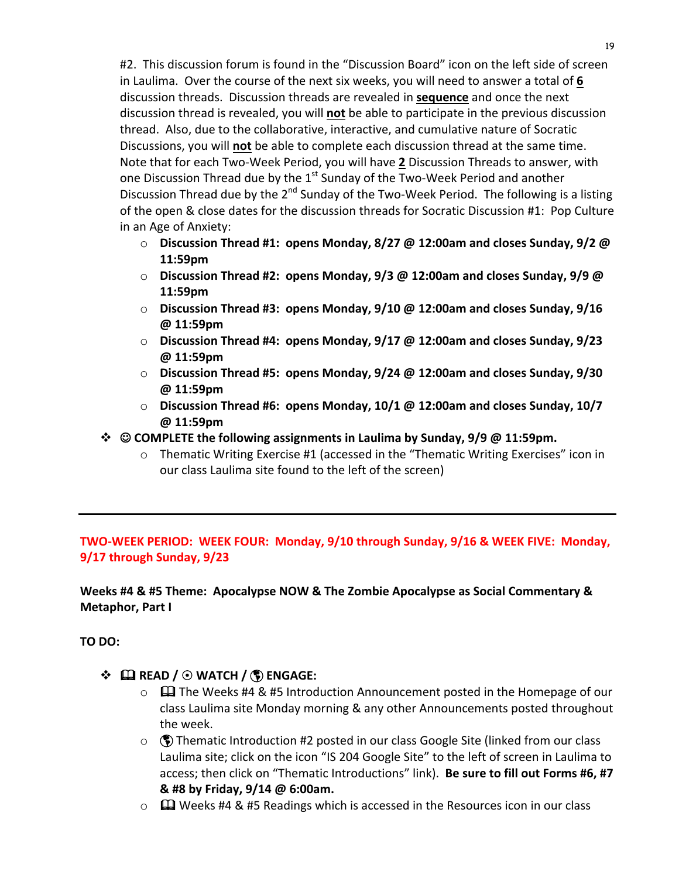#2. This discussion forum is found in the "Discussion Board" icon on the left side of screen in Laulima. Over the course of the next six weeks, you will need to answer a total of **<u>6</u>** discussion threads. Discussion threads are revealed in **<u>sequence</u>** and once the next discussion thread is revealed, you will **<u>not</u>** be able to participate in the previous discussion thread. Also, due to the collaborative, interactive, and cumulative nature of Socratic Discussions, you will **<u>not</u>** be able to complete each discussion thread at the same time. Note that for each Two-Week Period, you will have **<u>2</u>** Discussion Threads to answer, with one Discussion Thread due by the 1st Sunday of the Two-Week Period and another Discussion Thread due by the 2nd Sunday of the Two-Week Period. The following is a listing of the open & close dates for the discussion threads for Socratic Discussion #1: Pop Culture in an Age of Anxiety:

- **Discussion Thread #1: opens Monday, 8/27 @ 12:00am and closes Sunday, 9/2 @ 11:59pm**
- **Discussion Thread #2: opens Monday, 9/3 @ 12:00am and closes Sunday, 9/9 @ 11:59pm**
- **Discussion Thread #3: opens Monday, 9/10 @ 12:00am and closes Sunday, 9/16 @ 11:59pm**
- **Discussion Thread #4: opens Monday, 9/17 @ 12:00am and closes Sunday, 9/23 @ 11:59pm**
- **Discussion Thread #5: opens Monday, 9/24 @ 12:00am and closes Sunday, 9/30 @ 11:59pm**
- **Discussion Thread #6: opens Monday, 10/1 @ 12:00am and closes Sunday, 10/7 @ 11:59pm**

❖ ☺ **COMPLETE the following assignments in Laulima by Sunday, 9/9 @ 11:59pm.**
- Thematic Writing Exercise #1 (accessed in the "Thematic Writing Exercises" icon in our class Laulima site found to the left of the screen)

---

**TWO-WEEK PERIOD: WEEK FOUR: Monday, 9/10 through Sunday, 9/16 & WEEK FIVE: Monday, 9/17 through Sunday, 9/23**

**Weeks #4 & #5 Theme: Apocalypse NOW & The Zombie Apocalypse as Social Commentary & Metaphor, Part I**

**TO DO:**

❖ 🕮 **READ** / ⊙ **WATCH** / 🌎 **ENGAGE:**
- 🕮 The Weeks #4 & #5 Introduction Announcement posted in the Homepage of our class Laulima site Monday morning & any other Announcements posted throughout the week.
- 🌎 Thematic Introduction #2 posted in our class Google Site (linked from our class Laulima site; click on the icon "IS 204 Google Site" to the left of screen in Laulima to access; then click on "Thematic Introductions" link). **Be sure to fill out Forms #6, #7 & #8 by Friday, 9/14 @ 6:00am.**
- 🕮 Weeks #4 & #5 Readings which is accessed in the Resources icon in our class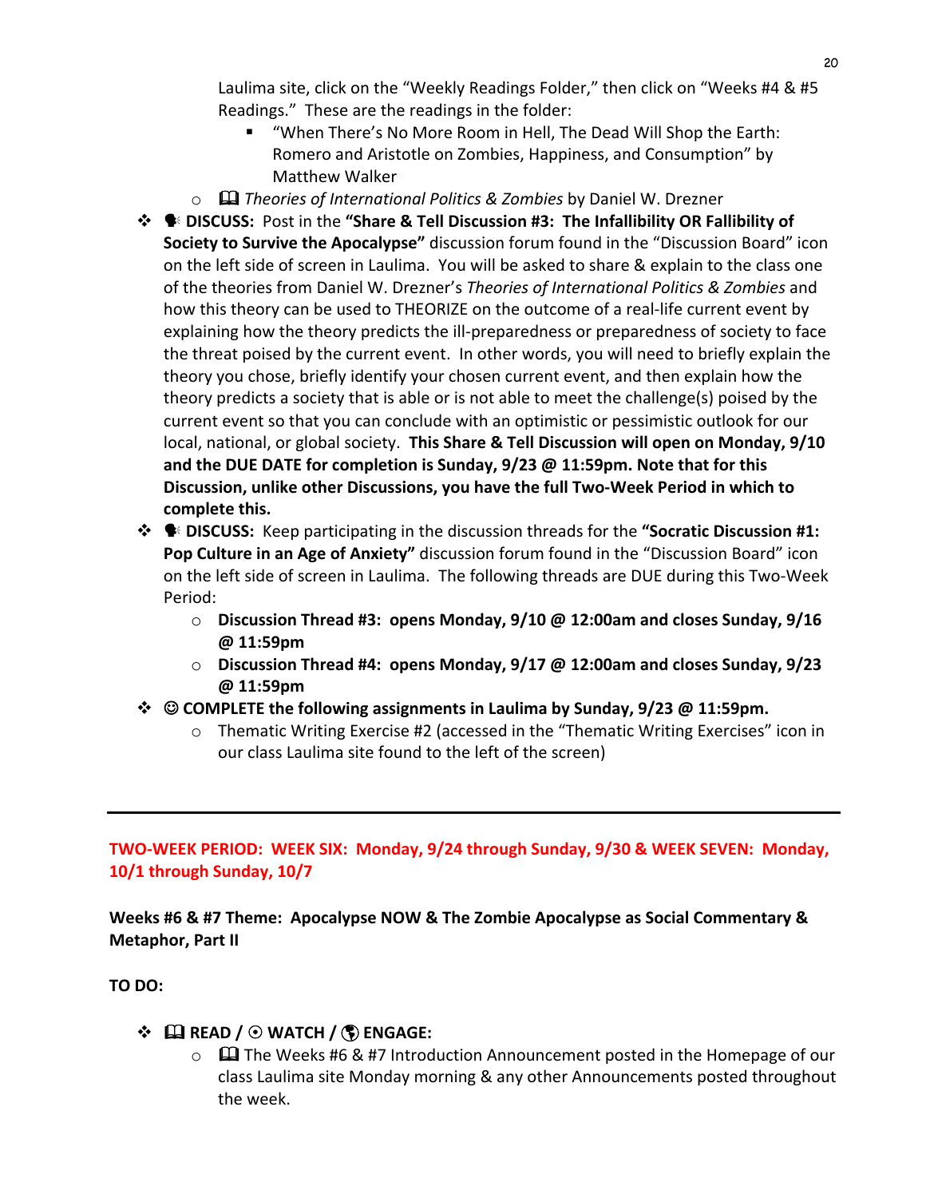Laulima site, click on the "Weekly Readings Folder," then click on "Weeks #4 & #5 Readings." These are the readings in the folder:

    - "When There's No More Room in Hell, The Dead Will Shop the Earth: Romero and Aristotle on Zombies, Happiness, and Consumption" by Matthew Walker

  - 🕮 *Theories of International Politics & Zombies* by Daniel W. Drezner

- 🗣 **DISCUSS:** Post in the **"Share & Tell Discussion #3: The Infallibility OR Fallibility of Society to Survive the Apocalypse"** discussion forum found in the "Discussion Board" icon on the left side of screen in Laulima. You will be asked to share & explain to the class one of the theories from Daniel W. Drezner's *Theories of International Politics & Zombies* and how this theory can be used to THEORIZE on the outcome of a real-life current event by explaining how the theory predicts the ill-preparedness or preparedness of society to face the threat poised by the current event. In other words, you will need to briefly explain the theory you chose, briefly identify your chosen current event, and then explain how the theory predicts a society that is able or is not able to meet the challenge(s) poised by the current event so that you can conclude with an optimistic or pessimistic outlook for our local, national, or global society. **This Share & Tell Discussion will open on Monday, 9/10 and the DUE DATE for completion is Sunday, 9/23 @ 11:59pm. Note that for this Discussion, unlike other Discussions, you have the full Two-Week Period in which to complete this.**

- 🗣 **DISCUSS:** Keep participating in the discussion threads for the **"Socratic Discussion #1: Pop Culture in an Age of Anxiety"** discussion forum found in the "Discussion Board" icon on the left side of screen in Laulima. The following threads are DUE during this Two-Week Period:

  - **Discussion Thread #3: opens Monday, 9/10 @ 12:00am and closes Sunday, 9/16 @ 11:59pm**
  - **Discussion Thread #4: opens Monday, 9/17 @ 12:00am and closes Sunday, 9/23 @ 11:59pm**

- ☺ **COMPLETE the following assignments in Laulima by Sunday, 9/23 @ 11:59pm.**

  - Thematic Writing Exercise #2 (accessed in the "Thematic Writing Exercises" icon in our class Laulima site found to the left of the screen)

---

**TWO-WEEK PERIOD: WEEK SIX: Monday, 9/24 through Sunday, 9/30 & WEEK SEVEN: Monday, 10/1 through Sunday, 10/7**

**Weeks #6 & #7 Theme: Apocalypse NOW & The Zombie Apocalypse as Social Commentary & Metaphor, Part II**

**TO DO:**

- 🕮 **READ /** ⦿ **WATCH /** 🌎 **ENGAGE:**

  - 🕮 The Weeks #6 & #7 Introduction Announcement posted in the Homepage of our class Laulima site Monday morning & any other Announcements posted throughout the week.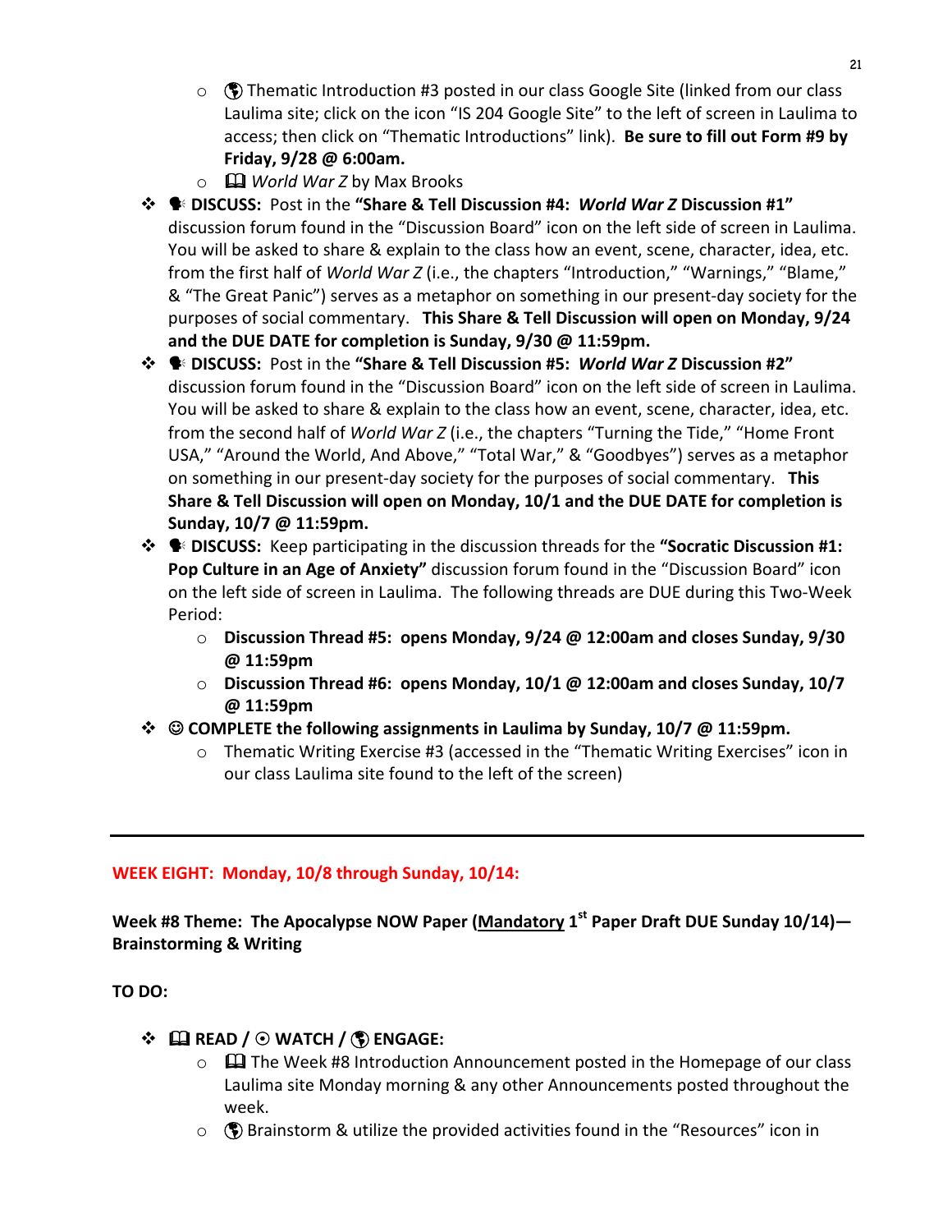- 🌎 Thematic Introduction #3 posted in our class Google Site (linked from our class Laulima site; click on the icon "IS 204 Google Site" to the left of screen in Laulima to access; then click on "Thematic Introductions" link). **Be sure to fill out Form #9 by Friday, 9/28 @ 6:00am.**
  - 🕮 *World War Z* by Max Brooks

- 🗣 **DISCUSS:** Post in the **"Share & Tell Discussion #4: *World War Z* Discussion #1"** discussion forum found in the "Discussion Board" icon on the left side of screen in Laulima. You will be asked to share & explain to the class how an event, scene, character, idea, etc. from the first half of *World War Z* (i.e., the chapters "Introduction," "Warnings," "Blame," & "The Great Panic") serves as a metaphor on something in our present-day society for the purposes of social commentary. **This Share & Tell Discussion will open on Monday, 9/24 and the DUE DATE for completion is Sunday, 9/30 @ 11:59pm.**
- 🗣 **DISCUSS:** Post in the **"Share & Tell Discussion #5: *World War Z* Discussion #2"** discussion forum found in the "Discussion Board" icon on the left side of screen in Laulima. You will be asked to share & explain to the class how an event, scene, character, idea, etc. from the second half of *World War Z* (i.e., the chapters "Turning the Tide," "Home Front USA," "Around the World, And Above," "Total War," & "Goodbyes") serves as a metaphor on something in our present-day society for the purposes of social commentary. **This Share & Tell Discussion will open on Monday, 10/1 and the DUE DATE for completion is Sunday, 10/7 @ 11:59pm.**
- 🗣 **DISCUSS:** Keep participating in the discussion threads for the **"Socratic Discussion #1: Pop Culture in an Age of Anxiety"** discussion forum found in the "Discussion Board" icon on the left side of screen in Laulima. The following threads are DUE during this Two-Week Period:
  - **Discussion Thread #5: opens Monday, 9/24 @ 12:00am and closes Sunday, 9/30 @ 11:59pm**
  - **Discussion Thread #6: opens Monday, 10/1 @ 12:00am and closes Sunday, 10/7 @ 11:59pm**
- ☺ **COMPLETE the following assignments in Laulima by Sunday, 10/7 @ 11:59pm.**
  - Thematic Writing Exercise #3 (accessed in the "Thematic Writing Exercises" icon in our class Laulima site found to the left of the screen)

---

**WEEK EIGHT: Monday, 10/8 through Sunday, 10/14:**

**Week #8 Theme: The Apocalypse NOW Paper (<u>Mandatory</u> 1st Paper Draft DUE Sunday 10/14)—Brainstorming & Writing**

**TO DO:**

- **🕮 READ / ⦿ WATCH / 🌎 ENGAGE:**
  - 🕮 The Week #8 Introduction Announcement posted in the Homepage of our class Laulima site Monday morning & any other Announcements posted throughout the week.
  - 🌎 Brainstorm & utilize the provided activities found in the "Resources" icon in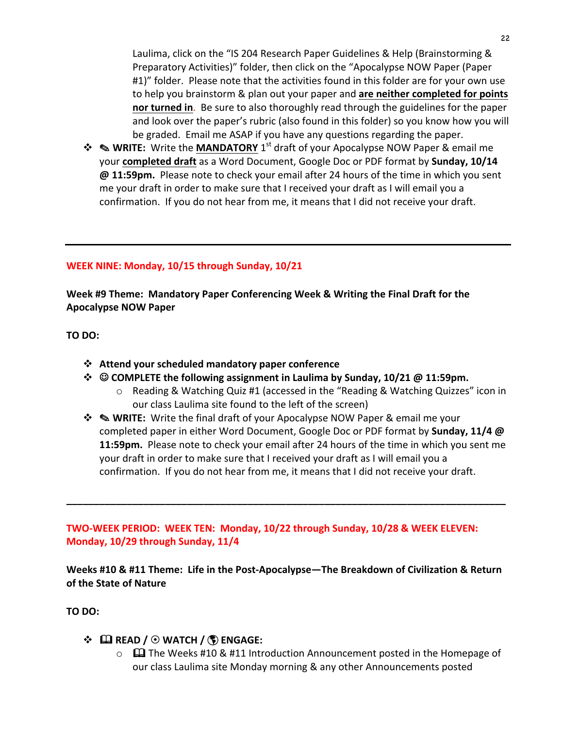Laulima, click on the "IS 204 Research Paper Guidelines & Help (Brainstorming & Preparatory Activities)" folder, then click on the "Apocalypse NOW Paper (Paper #1)" folder. Please note that the activities found in this folder are for your own use to help you brainstorm & plan out your paper and **are neither completed for points nor turned in**. Be sure to also thoroughly read through the guidelines for the paper and look over the paper's rubric (also found in this folder) so you know how you will be graded. Email me ASAP if you have any questions regarding the paper.

- ✎ **WRITE:** Write the **MANDATORY** 1st draft of your Apocalypse NOW Paper & email me your **completed draft** as a Word Document, Google Doc or PDF format by **Sunday, 10/14 @ 11:59pm.** Please note to check your email after 24 hours of the time in which you sent me your draft in order to make sure that I received your draft as I will email you a confirmation. If you do not hear from me, it means that I did not receive your draft.

---

**WEEK NINE: Monday, 10/15 through Sunday, 10/21**

**Week #9 Theme: Mandatory Paper Conferencing Week & Writing the Final Draft for the Apocalypse NOW Paper**

**TO DO:**

- **Attend your scheduled mandatory paper conference**
- ☺ **COMPLETE the following assignment in Laulima by Sunday, 10/21 @ 11:59pm.**
  - Reading & Watching Quiz #1 (accessed in the "Reading & Watching Quizzes" icon in our class Laulima site found to the left of the screen)
- ✎ **WRITE:** Write the final draft of your Apocalypse NOW Paper & email me your completed paper in either Word Document, Google Doc or PDF format by **Sunday, 11/4 @ 11:59pm.** Please note to check your email after 24 hours of the time in which you sent me your draft in order to make sure that I received your draft as I will email you a confirmation. If you do not hear from me, it means that I did not receive your draft.

---

**TWO-WEEK PERIOD: WEEK TEN: Monday, 10/22 through Sunday, 10/28 & WEEK ELEVEN: Monday, 10/29 through Sunday, 11/4**

**Weeks #10 & #11 Theme: Life in the Post-Apocalypse—The Breakdown of Civilization & Return of the State of Nature**

**TO DO:**

- 🕮 **READ** / ⦿ **WATCH** / 🌎 **ENGAGE:**
  - 🕮 The Weeks #10 & #11 Introduction Announcement posted in the Homepage of our class Laulima site Monday morning & any other Announcements posted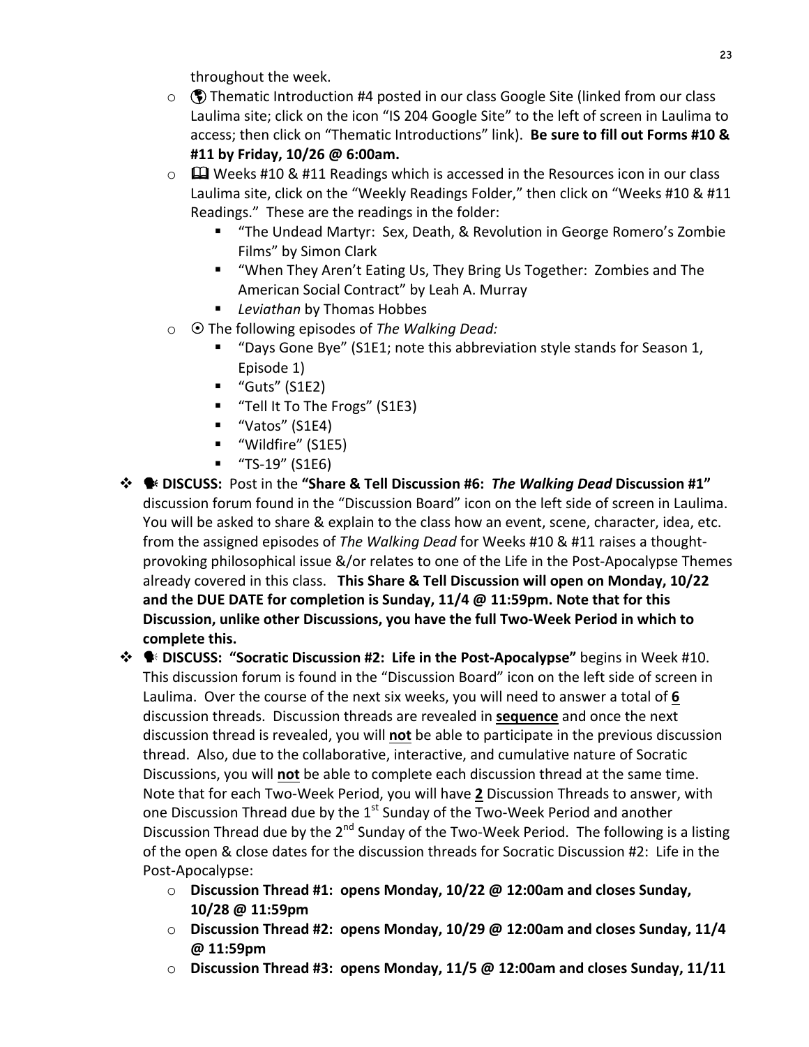throughout the week.

- o 🌎 Thematic Introduction #4 posted in our class Google Site (linked from our class Laulima site; click on the icon "IS 204 Google Site" to the left of screen in Laulima to access; then click on "Thematic Introductions" link). **Be sure to fill out Forms #10 & #11 by Friday, 10/26 @ 6:00am.**
- o 🕮 Weeks #10 & #11 Readings which is accessed in the Resources icon in our class Laulima site, click on the "Weekly Readings Folder," then click on "Weeks #10 & #11 Readings." These are the readings in the folder:
  - "The Undead Martyr: Sex, Death, & Revolution in George Romero's Zombie Films" by Simon Clark
  - "When They Aren't Eating Us, They Bring Us Together: Zombies and The American Social Contract" by Leah A. Murray
  - *Leviathan* by Thomas Hobbes
- o ⦿ The following episodes of *The Walking Dead:*
  - "Days Gone Bye" (S1E1; note this abbreviation style stands for Season 1, Episode 1)
  - "Guts" (S1E2)
  - "Tell It To The Frogs" (S1E3)
  - "Vatos" (S1E4)
  - "Wildfire" (S1E5)
  - "TS-19" (S1E6)

❖ 🗣 **DISCUSS:** Post in the **"Share & Tell Discussion #6: *The Walking Dead* Discussion #1"** discussion forum found in the "Discussion Board" icon on the left side of screen in Laulima. You will be asked to share & explain to the class how an event, scene, character, idea, etc. from the assigned episodes of *The Walking Dead* for Weeks #10 & #11 raises a thought-provoking philosophical issue &/or relates to one of the Life in the Post-Apocalypse Themes already covered in this class. **This Share & Tell Discussion will open on Monday, 10/22 and the DUE DATE for completion is Sunday, 11/4 @ 11:59pm. Note that for this Discussion, unlike other Discussions, you have the full Two-Week Period in which to complete this.**

❖ 🗣 **DISCUSS: "Socratic Discussion #2: Life in the Post-Apocalypse"** begins in Week #10. This discussion forum is found in the "Discussion Board" icon on the left side of screen in Laulima. Over the course of the next six weeks, you will need to answer a total of **6** discussion threads. Discussion threads are revealed in **sequence** and once the next discussion thread is revealed, you will **not** be able to participate in the previous discussion thread. Also, due to the collaborative, interactive, and cumulative nature of Socratic Discussions, you will **not** be able to complete each discussion thread at the same time. Note that for each Two-Week Period, you will have **2** Discussion Threads to answer, with one Discussion Thread due by the 1st Sunday of the Two-Week Period and another Discussion Thread due by the 2nd Sunday of the Two-Week Period. The following is a listing of the open & close dates for the discussion threads for Socratic Discussion #2: Life in the Post-Apocalypse:

- o **Discussion Thread #1: opens Monday, 10/22 @ 12:00am and closes Sunday, 10/28 @ 11:59pm**
- o **Discussion Thread #2: opens Monday, 10/29 @ 12:00am and closes Sunday, 11/4 @ 11:59pm**
- o **Discussion Thread #3: opens Monday, 11/5 @ 12:00am and closes Sunday, 11/11**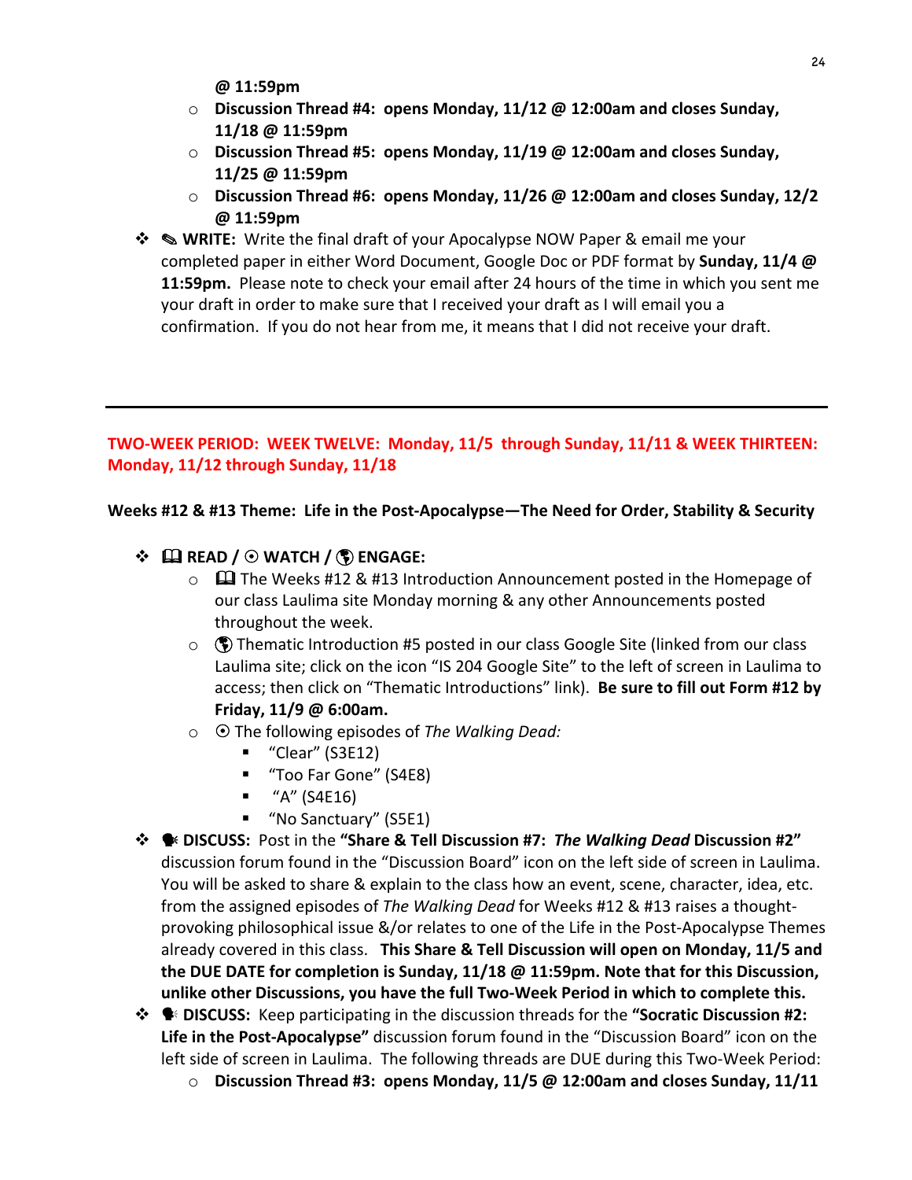**@ 11:59pm**

- **Discussion Thread #4: opens Monday, 11/12 @ 12:00am and closes Sunday, 11/18 @ 11:59pm**
- **Discussion Thread #5: opens Monday, 11/19 @ 12:00am and closes Sunday, 11/25 @ 11:59pm**
- **Discussion Thread #6: opens Monday, 11/26 @ 12:00am and closes Sunday, 12/2 @ 11:59pm**

❖ ✎ **WRITE:** Write the final draft of your Apocalypse NOW Paper & email me your completed paper in either Word Document, Google Doc or PDF format by **Sunday, 11/4 @ 11:59pm.** Please note to check your email after 24 hours of the time in which you sent me your draft in order to make sure that I received your draft as I will email you a confirmation. If you do not hear from me, it means that I did not receive your draft.

---

**TWO-WEEK PERIOD: WEEK TWELVE: Monday, 11/5 through Sunday, 11/11 & WEEK THIRTEEN: Monday, 11/12 through Sunday, 11/18**

**Weeks #12 & #13 Theme: Life in the Post-Apocalypse—The Need for Order, Stability & Security**

❖ 🕮 **READ /** ⦿ **WATCH /** 🌎 **ENGAGE:**

- 🕮 The Weeks #12 & #13 Introduction Announcement posted in the Homepage of our class Laulima site Monday morning & any other Announcements posted throughout the week.
- 🌎 Thematic Introduction #5 posted in our class Google Site (linked from our class Laulima site; click on the icon "IS 204 Google Site" to the left of screen in Laulima to access; then click on "Thematic Introductions" link). **Be sure to fill out Form #12 by Friday, 11/9 @ 6:00am.**
- ⦿ The following episodes of *The Walking Dead:*
  - "Clear" (S3E12)
  - "Too Far Gone" (S4E8)
  - "A" (S4E16)
  - "No Sanctuary" (S5E1)

❖ 🗣 **DISCUSS:** Post in the **"Share & Tell Discussion #7: *The Walking Dead* Discussion #2"** discussion forum found in the "Discussion Board" icon on the left side of screen in Laulima. You will be asked to share & explain to the class how an event, scene, character, idea, etc. from the assigned episodes of *The Walking Dead* for Weeks #12 & #13 raises a thought-provoking philosophical issue &/or relates to one of the Life in the Post-Apocalypse Themes already covered in this class. **This Share & Tell Discussion will open on Monday, 11/5 and the DUE DATE for completion is Sunday, 11/18 @ 11:59pm. Note that for this Discussion, unlike other Discussions, you have the full Two-Week Period in which to complete this.**

❖ 🗣 **DISCUSS:** Keep participating in the discussion threads for the **"Socratic Discussion #2: Life in the Post-Apocalypse"** discussion forum found in the "Discussion Board" icon on the left side of screen in Laulima. The following threads are DUE during this Two-Week Period:

- **Discussion Thread #3: opens Monday, 11/5 @ 12:00am and closes Sunday, 11/11**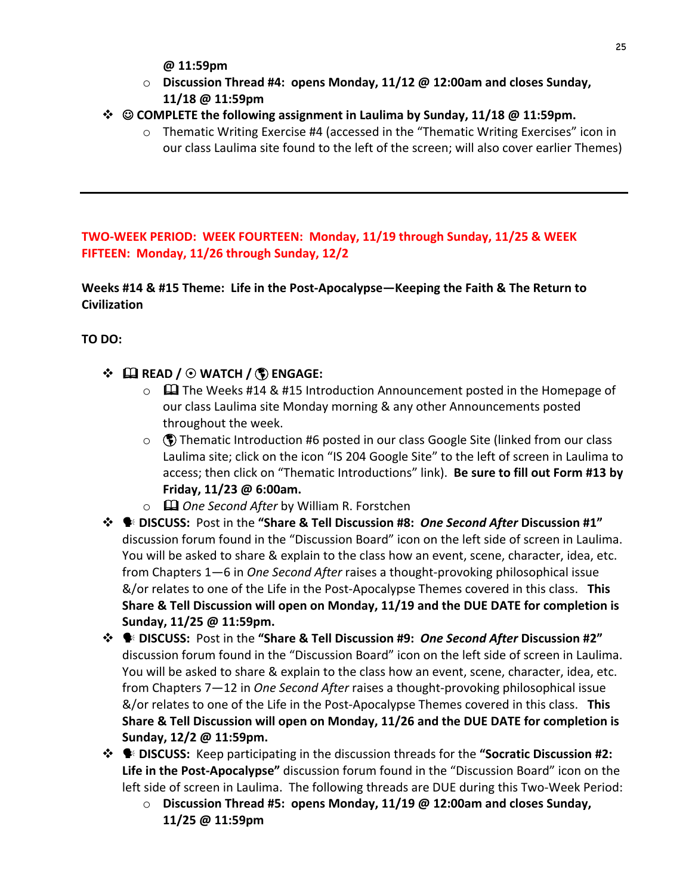**@ 11:59pm**

  - **Discussion Thread #4: opens Monday, 11/12 @ 12:00am and closes Sunday, 11/18 @ 11:59pm**

- ☺ **COMPLETE the following assignment in Laulima by Sunday, 11/18 @ 11:59pm.**
  - Thematic Writing Exercise #4 (accessed in the "Thematic Writing Exercises" icon in our class Laulima site found to the left of the screen; will also cover earlier Themes)

---

**TWO-WEEK PERIOD: WEEK FOURTEEN: Monday, 11/19 through Sunday, 11/25 & WEEK FIFTEEN: Monday, 11/26 through Sunday, 12/2**

**Weeks #14 & #15 Theme: Life in the Post-Apocalypse—Keeping the Faith & The Return to Civilization**

**TO DO:**

- 🕮 **READ** / ⦿ **WATCH** / 🌎 **ENGAGE:**
  - 🕮 The Weeks #14 & #15 Introduction Announcement posted in the Homepage of our class Laulima site Monday morning & any other Announcements posted throughout the week.
  - 🌎 Thematic Introduction #6 posted in our class Google Site (linked from our class Laulima site; click on the icon "IS 204 Google Site" to the left of screen in Laulima to access; then click on "Thematic Introductions" link). **Be sure to fill out Form #13 by Friday, 11/23 @ 6:00am.**
  - 🕮 *One Second After* by William R. Forstchen
- 🗣 **DISCUSS:** Post in the **"Share & Tell Discussion #8: *One Second After* Discussion #1"** discussion forum found in the "Discussion Board" icon on the left side of screen in Laulima. You will be asked to share & explain to the class how an event, scene, character, idea, etc. from Chapters 1—6 in *One Second After* raises a thought-provoking philosophical issue &/or relates to one of the Life in the Post-Apocalypse Themes covered in this class. **This Share & Tell Discussion will open on Monday, 11/19 and the DUE DATE for completion is Sunday, 11/25 @ 11:59pm.**
- 🗣 **DISCUSS:** Post in the **"Share & Tell Discussion #9: *One Second After* Discussion #2"** discussion forum found in the "Discussion Board" icon on the left side of screen in Laulima. You will be asked to share & explain to the class how an event, scene, character, idea, etc. from Chapters 7—12 in *One Second After* raises a thought-provoking philosophical issue &/or relates to one of the Life in the Post-Apocalypse Themes covered in this class. **This Share & Tell Discussion will open on Monday, 11/26 and the DUE DATE for completion is Sunday, 12/2 @ 11:59pm.**
- 🗣 **DISCUSS:** Keep participating in the discussion threads for the **"Socratic Discussion #2: Life in the Post-Apocalypse"** discussion forum found in the "Discussion Board" icon on the left side of screen in Laulima. The following threads are DUE during this Two-Week Period:
  - **Discussion Thread #5: opens Monday, 11/19 @ 12:00am and closes Sunday, 11/25 @ 11:59pm**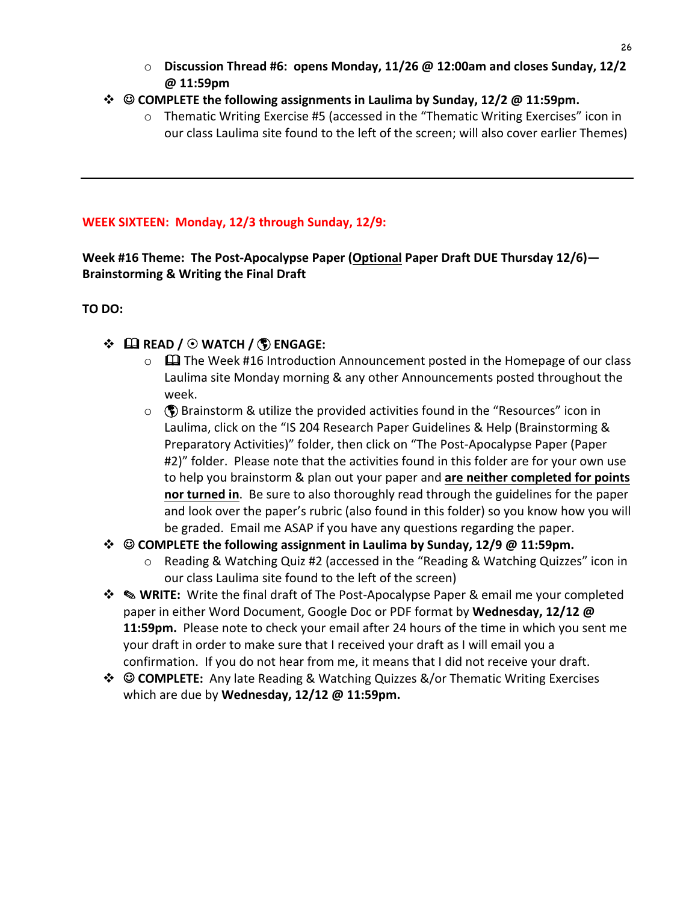- **Discussion Thread #6: opens Monday, 11/26 @ 12:00am and closes Sunday, 12/2 @ 11:59pm**

- ☺ **COMPLETE the following assignments in Laulima by Sunday, 12/2 @ 11:59pm.**
  - Thematic Writing Exercise #5 (accessed in the "Thematic Writing Exercises" icon in our class Laulima site found to the left of the screen; will also cover earlier Themes)

---

**WEEK SIXTEEN: Monday, 12/3 through Sunday, 12/9:**

**Week #16 Theme: The Post-Apocalypse Paper (Optional Paper Draft DUE Thursday 12/6)—Brainstorming & Writing the Final Draft**

**TO DO:**

- 🕮 **READ /** ⊙ **WATCH /** 🌎 **ENGAGE:**
  - 🕮 The Week #16 Introduction Announcement posted in the Homepage of our class Laulima site Monday morning & any other Announcements posted throughout the week.
  - 🌎 Brainstorm & utilize the provided activities found in the "Resources" icon in Laulima, click on the "IS 204 Research Paper Guidelines & Help (Brainstorming & Preparatory Activities)" folder, then click on "The Post-Apocalypse Paper (Paper #2)" folder. Please note that the activities found in this folder are for your own use to help you brainstorm & plan out your paper and **are neither completed for points nor turned in**. Be sure to also thoroughly read through the guidelines for the paper and look over the paper's rubric (also found in this folder) so you know how you will be graded. Email me ASAP if you have any questions regarding the paper.
- ☺ **COMPLETE the following assignment in Laulima by Sunday, 12/9 @ 11:59pm.**
  - Reading & Watching Quiz #2 (accessed in the "Reading & Watching Quizzes" icon in our class Laulima site found to the left of the screen)
- ✎ **WRITE:** Write the final draft of The Post-Apocalypse Paper & email me your completed paper in either Word Document, Google Doc or PDF format by **Wednesday, 12/12 @ 11:59pm.** Please note to check your email after 24 hours of the time in which you sent me your draft in order to make sure that I received your draft as I will email you a confirmation. If you do not hear from me, it means that I did not receive your draft.
- ☺ **COMPLETE:** Any late Reading & Watching Quizzes &/or Thematic Writing Exercises which are due by **Wednesday, 12/12 @ 11:59pm.**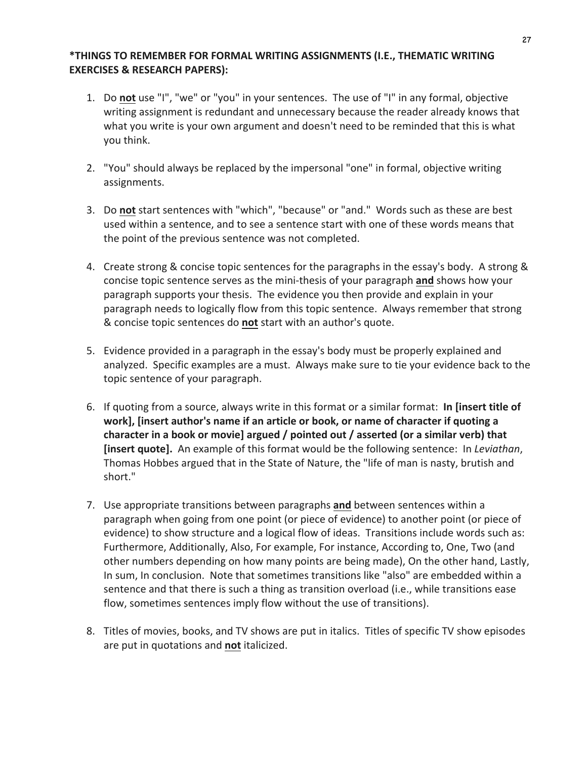**\*THINGS TO REMEMBER FOR FORMAL WRITING ASSIGNMENTS (I.E., THEMATIC WRITING EXERCISES & RESEARCH PAPERS):**

1. Do **<u>not</u>** use "I", "we" or "you" in your sentences. The use of "I" in any formal, objective writing assignment is redundant and unnecessary because the reader already knows that what you write is your own argument and doesn't need to be reminded that this is what you think.

2. "You" should always be replaced by the impersonal "one" in formal, objective writing assignments.

3. Do **<u>not</u>** start sentences with "which", "because" or "and." Words such as these are best used within a sentence, and to see a sentence start with one of these words means that the point of the previous sentence was not completed.

4. Create strong & concise topic sentences for the paragraphs in the essay's body. A strong & concise topic sentence serves as the mini-thesis of your paragraph **<u>and</u>** shows how your paragraph supports your thesis. The evidence you then provide and explain in your paragraph needs to logically flow from this topic sentence. Always remember that strong & concise topic sentences do **<u>not</u>** start with an author's quote.

5. Evidence provided in a paragraph in the essay's body must be properly explained and analyzed. Specific examples are a must. Always make sure to tie your evidence back to the topic sentence of your paragraph.

6. If quoting from a source, always write in this format or a similar format: **In [insert title of work], [insert author's name if an article or book, or name of character if quoting a character in a book or movie] argued / pointed out / asserted (or a similar verb) that [insert quote].** An example of this format would be the following sentence: In *Leviathan*, Thomas Hobbes argued that in the State of Nature, the "life of man is nasty, brutish and short."

7. Use appropriate transitions between paragraphs **<u>and</u>** between sentences within a paragraph when going from one point (or piece of evidence) to another point (or piece of evidence) to show structure and a logical flow of ideas. Transitions include words such as: Furthermore, Additionally, Also, For example, For instance, According to, One, Two (and other numbers depending on how many points are being made), On the other hand, Lastly, In sum, In conclusion. Note that sometimes transitions like "also" are embedded within a sentence and that there is such a thing as transition overload (i.e., while transitions ease flow, sometimes sentences imply flow without the use of transitions).

8. Titles of movies, books, and TV shows are put in italics. Titles of specific TV show episodes are put in quotations and **<u>not</u>** italicized.